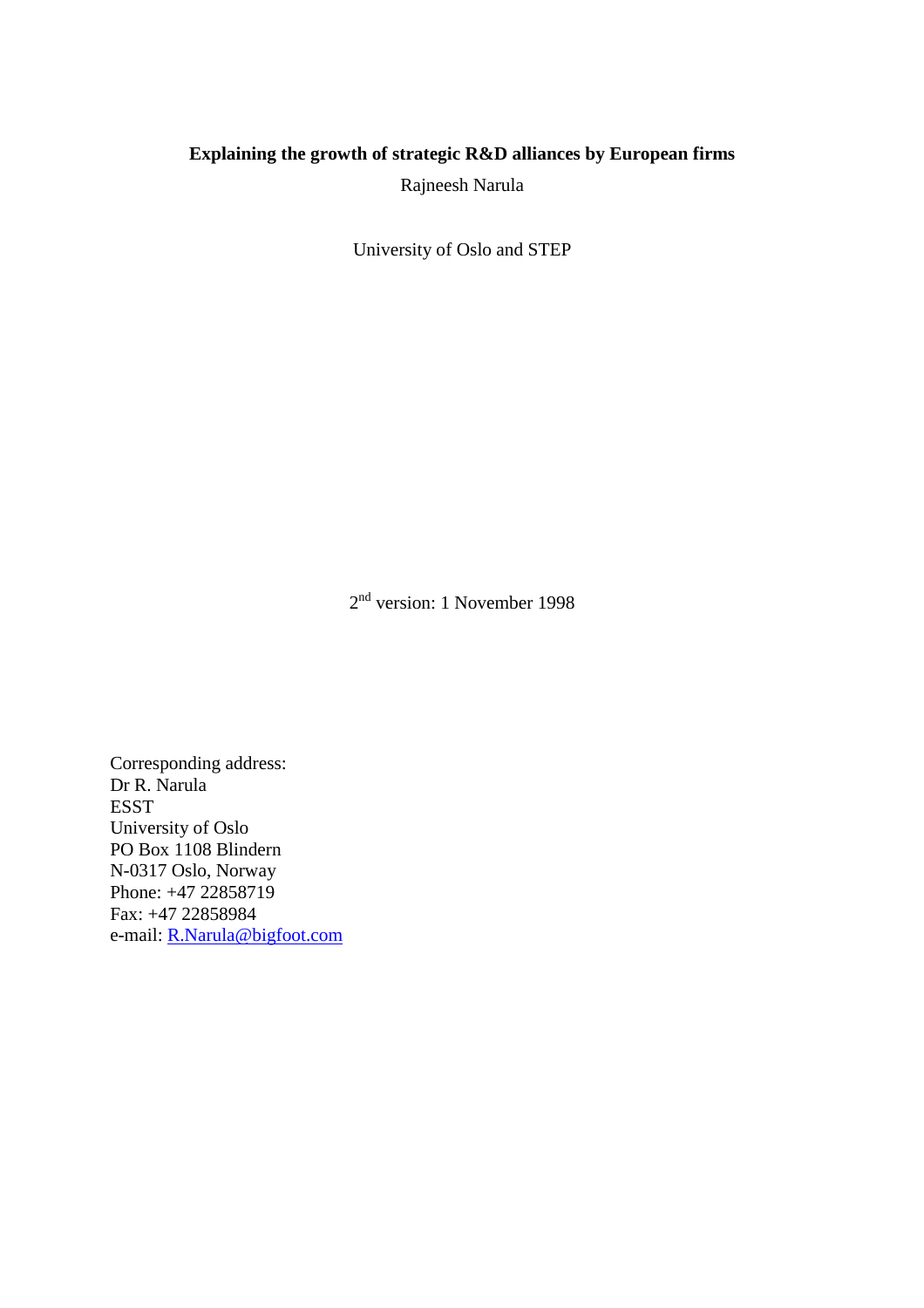# Explaining the growth of strategic R&D alliances by European firms

Rajneesh Narula

University of Oslo and STEP

2nd version: 1 November 1998

Corresponding address:
Dr R. Narula
ESST
University of Oslo
PO Box 1108 Blindern
N-0317 Oslo, Norway
Phone: +47 22858719
Fax: +47 22858984
e-mail: R.Narula@bigfoot.com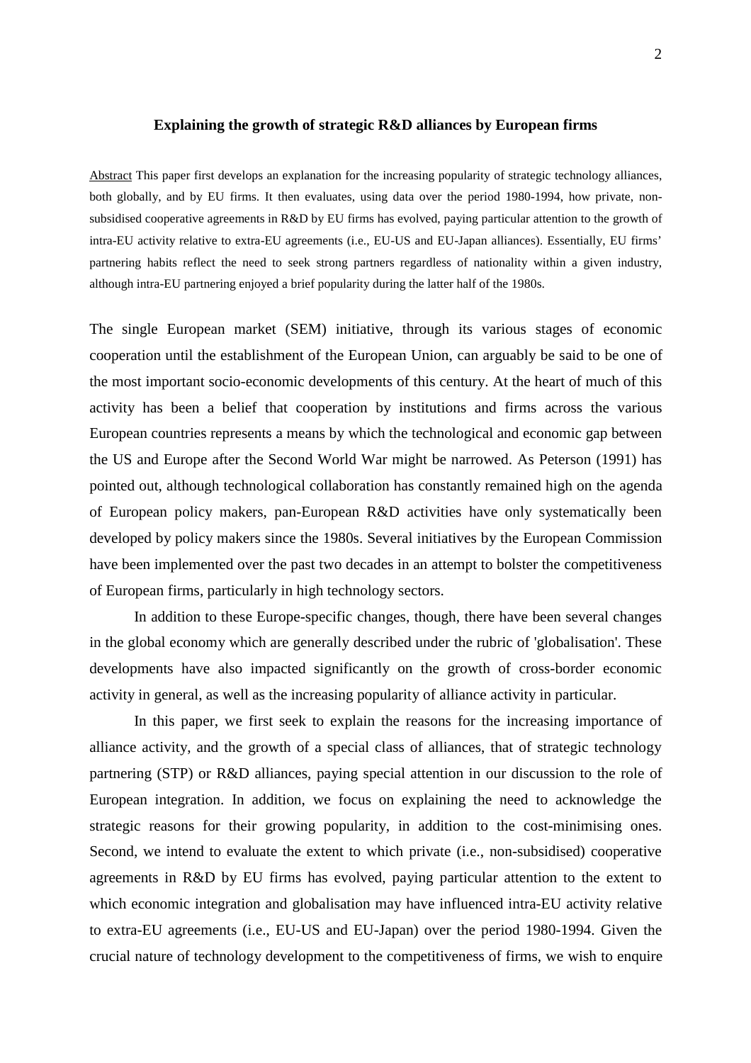**Explaining the growth of strategic R&D alliances by European firms**

Abstract This paper first develops an explanation for the increasing popularity of strategic technology alliances, both globally, and by EU firms. It then evaluates, using data over the period 1980-1994, how private, non-subsidised cooperative agreements in R&D by EU firms has evolved, paying particular attention to the growth of intra-EU activity relative to extra-EU agreements (i.e., EU-US and EU-Japan alliances). Essentially, EU firms' partnering habits reflect the need to seek strong partners regardless of nationality within a given industry, although intra-EU partnering enjoyed a brief popularity during the latter half of the 1980s.

The single European market (SEM) initiative, through its various stages of economic cooperation until the establishment of the European Union, can arguably be said to be one of the most important socio-economic developments of this century. At the heart of much of this activity has been a belief that cooperation by institutions and firms across the various European countries represents a means by which the technological and economic gap between the US and Europe after the Second World War might be narrowed. As Peterson (1991) has pointed out, although technological collaboration has constantly remained high on the agenda of European policy makers, pan-European R&D activities have only systematically been developed by policy makers since the 1980s. Several initiatives by the European Commission have been implemented over the past two decades in an attempt to bolster the competitiveness of European firms, particularly in high technology sectors.

In addition to these Europe-specific changes, though, there have been several changes in the global economy which are generally described under the rubric of 'globalisation'. These developments have also impacted significantly on the growth of cross-border economic activity in general, as well as the increasing popularity of alliance activity in particular.

In this paper, we first seek to explain the reasons for the increasing importance of alliance activity, and the growth of a special class of alliances, that of strategic technology partnering (STP) or R&D alliances, paying special attention in our discussion to the role of European integration. In addition, we focus on explaining the need to acknowledge the strategic reasons for their growing popularity, in addition to the cost-minimising ones. Second, we intend to evaluate the extent to which private (i.e., non-subsidised) cooperative agreements in R&D by EU firms has evolved, paying particular attention to the extent to which economic integration and globalisation may have influenced intra-EU activity relative to extra-EU agreements (i.e., EU-US and EU-Japan) over the period 1980-1994. Given the crucial nature of technology development to the competitiveness of firms, we wish to enquire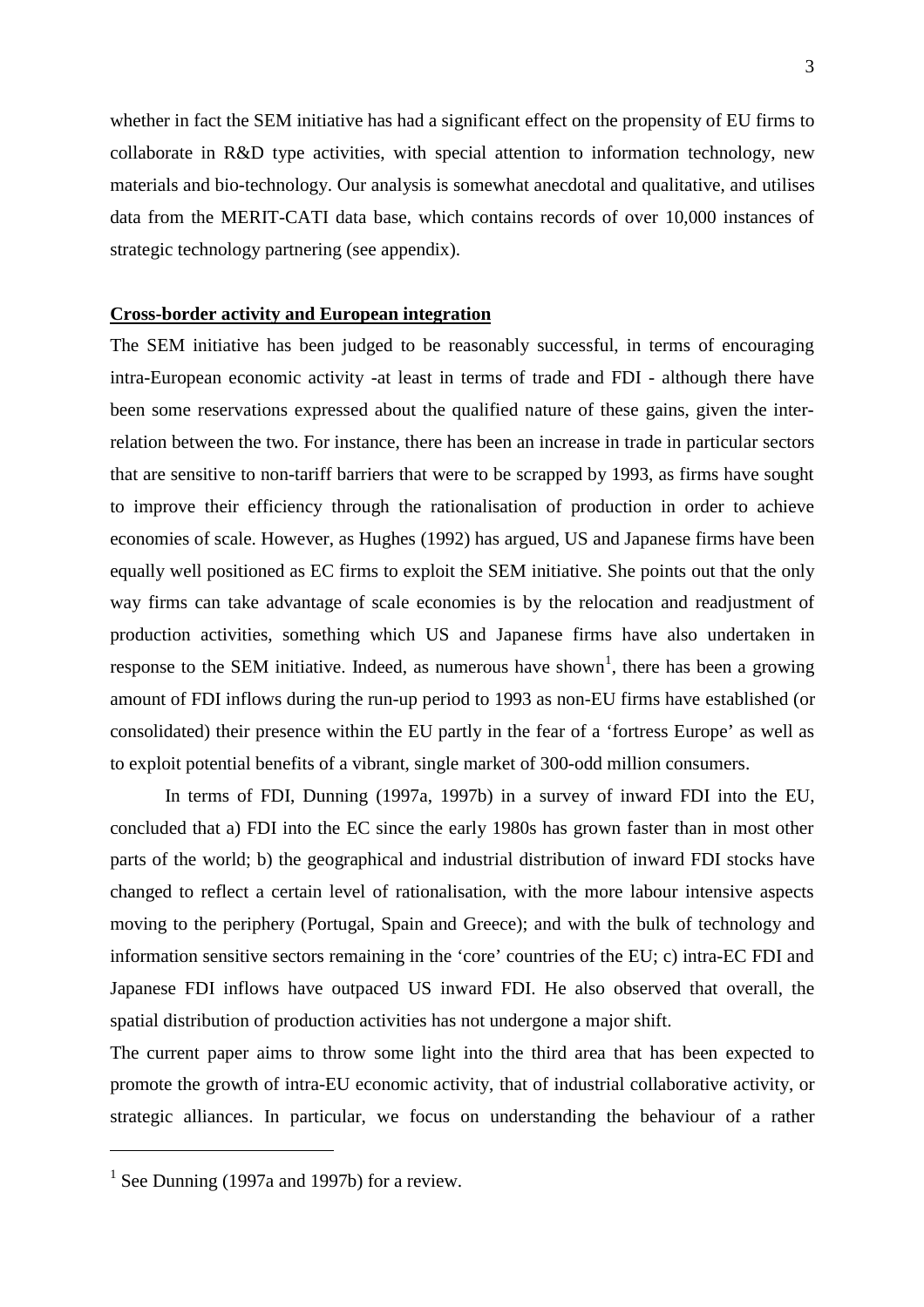whether in fact the SEM initiative has had a significant effect on the propensity of EU firms to collaborate in R&D type activities, with special attention to information technology, new materials and bio-technology. Our analysis is somewhat anecdotal and qualitative, and utilises data from the MERIT-CATI data base, which contains records of over 10,000 instances of strategic technology partnering (see appendix).

## **Cross-border activity and European integration**

The SEM initiative has been judged to be reasonably successful, in terms of encouraging intra-European economic activity -at least in terms of trade and FDI - although there have been some reservations expressed about the qualified nature of these gains, given the inter-relation between the two. For instance, there has been an increase in trade in particular sectors that are sensitive to non-tariff barriers that were to be scrapped by 1993, as firms have sought to improve their efficiency through the rationalisation of production in order to achieve economies of scale. However, as Hughes (1992) has argued, US and Japanese firms have been equally well positioned as EC firms to exploit the SEM initiative. She points out that the only way firms can take advantage of scale economies is by the relocation and readjustment of production activities, something which US and Japanese firms have also undertaken in response to the SEM initiative. Indeed, as numerous have shown[1], there has been a growing amount of FDI inflows during the run-up period to 1993 as non-EU firms have established (or consolidated) their presence within the EU partly in the fear of a 'fortress Europe' as well as to exploit potential benefits of a vibrant, single market of 300-odd million consumers.

In terms of FDI, Dunning (1997a, 1997b) in a survey of inward FDI into the EU, concluded that a) FDI into the EC since the early 1980s has grown faster than in most other parts of the world; b) the geographical and industrial distribution of inward FDI stocks have changed to reflect a certain level of rationalisation, with the more labour intensive aspects moving to the periphery (Portugal, Spain and Greece); and with the bulk of technology and information sensitive sectors remaining in the 'core' countries of the EU; c) intra-EC FDI and Japanese FDI inflows have outpaced US inward FDI. He also observed that overall, the spatial distribution of production activities has not undergone a major shift.

The current paper aims to throw some light into the third area that has been expected to promote the growth of intra-EU economic activity, that of industrial collaborative activity, or strategic alliances. In particular, we focus on understanding the behaviour of a rather

---

[1] See Dunning (1997a and 1997b) for a review.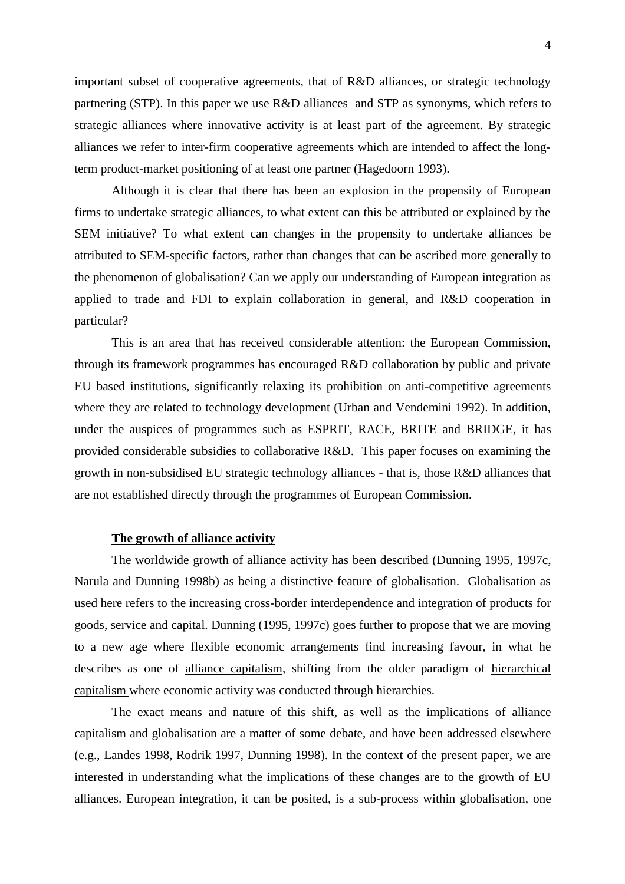important subset of cooperative agreements, that of R&D alliances, or strategic technology partnering (STP). In this paper we use R&D alliances and STP as synonyms, which refers to strategic alliances where innovative activity is at least part of the agreement. By strategic alliances we refer to inter-firm cooperative agreements which are intended to affect the long-term product-market positioning of at least one partner (Hagedoorn 1993).

Although it is clear that there has been an explosion in the propensity of European firms to undertake strategic alliances, to what extent can this be attributed or explained by the SEM initiative? To what extent can changes in the propensity to undertake alliances be attributed to SEM-specific factors, rather than changes that can be ascribed more generally to the phenomenon of globalisation? Can we apply our understanding of European integration as applied to trade and FDI to explain collaboration in general, and R&D cooperation in particular?

This is an area that has received considerable attention: the European Commission, through its framework programmes has encouraged R&D collaboration by public and private EU based institutions, significantly relaxing its prohibition on anti-competitive agreements where they are related to technology development (Urban and Vendemini 1992). In addition, under the auspices of programmes such as ESPRIT, RACE, BRITE and BRIDGE, it has provided considerable subsidies to collaborative R&D. This paper focuses on examining the growth in <u>non-subsidised</u> EU strategic technology alliances - that is, those R&D alliances that are not established directly through the programmes of European Commission.

## The growth of alliance activity

The worldwide growth of alliance activity has been described (Dunning 1995, 1997c, Narula and Dunning 1998b) as being a distinctive feature of globalisation. Globalisation as used here refers to the increasing cross-border interdependence and integration of products for goods, service and capital. Dunning (1995, 1997c) goes further to propose that we are moving to a new age where flexible economic arrangements find increasing favour, in what he describes as one of <u>alliance capitalism</u>, shifting from the older paradigm of <u>hierarchical capitalism</u> where economic activity was conducted through hierarchies.

The exact means and nature of this shift, as well as the implications of alliance capitalism and globalisation are a matter of some debate, and have been addressed elsewhere (e.g., Landes 1998, Rodrik 1997, Dunning 1998). In the context of the present paper, we are interested in understanding what the implications of these changes are to the growth of EU alliances. European integration, it can be posited, is a sub-process within globalisation, one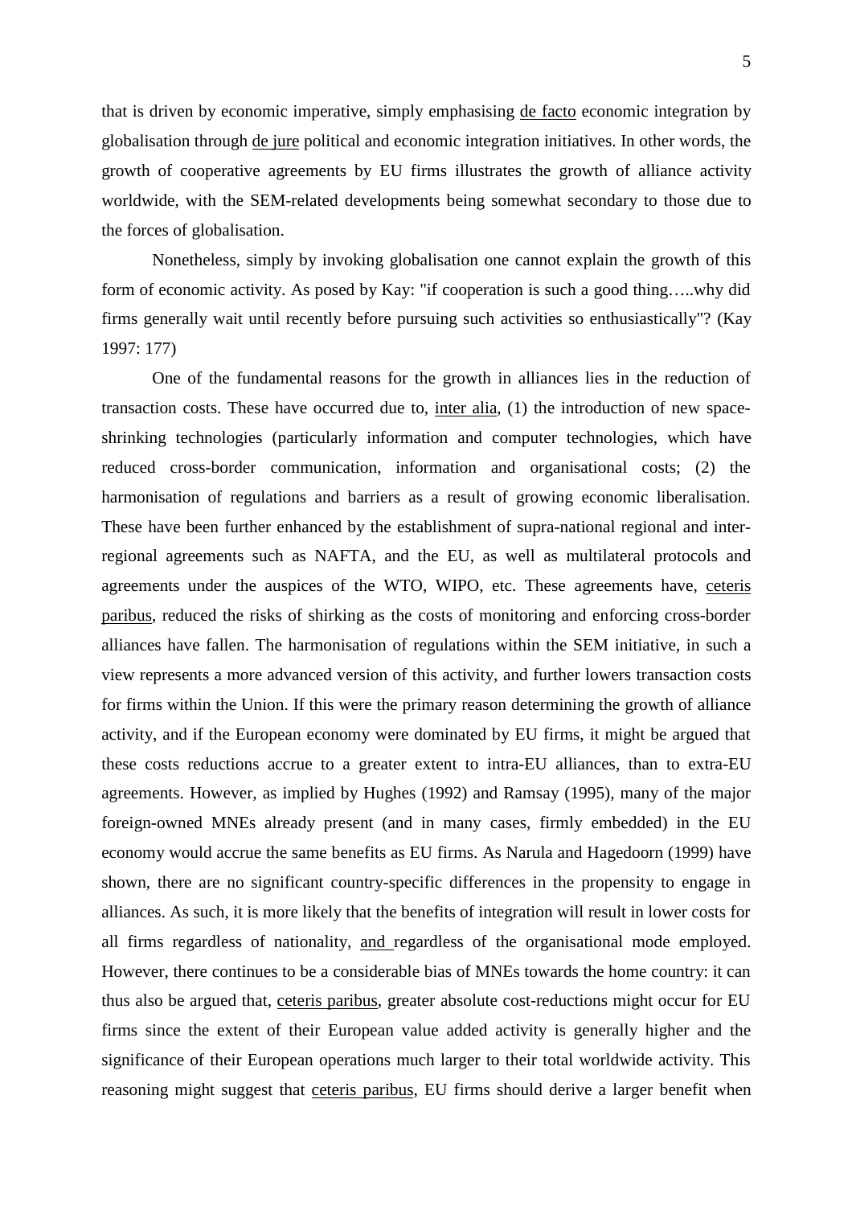that is driven by economic imperative, simply emphasising de facto economic integration by globalisation through de jure political and economic integration initiatives. In other words, the growth of cooperative agreements by EU firms illustrates the growth of alliance activity worldwide, with the SEM-related developments being somewhat secondary to those due to the forces of globalisation.

Nonetheless, simply by invoking globalisation one cannot explain the growth of this form of economic activity. As posed by Kay: "if cooperation is such a good thing…..why did firms generally wait until recently before pursuing such activities so enthusiastically"? (Kay 1997: 177)

One of the fundamental reasons for the growth in alliances lies in the reduction of transaction costs. These have occurred due to, inter alia, (1) the introduction of new space-shrinking technologies (particularly information and computer technologies, which have reduced cross-border communication, information and organisational costs; (2) the harmonisation of regulations and barriers as a result of growing economic liberalisation. These have been further enhanced by the establishment of supra-national regional and inter-regional agreements such as NAFTA, and the EU, as well as multilateral protocols and agreements under the auspices of the WTO, WIPO, etc. These agreements have, ceteris paribus, reduced the risks of shirking as the costs of monitoring and enforcing cross-border alliances have fallen. The harmonisation of regulations within the SEM initiative, in such a view represents a more advanced version of this activity, and further lowers transaction costs for firms within the Union. If this were the primary reason determining the growth of alliance activity, and if the European economy were dominated by EU firms, it might be argued that these costs reductions accrue to a greater extent to intra-EU alliances, than to extra-EU agreements. However, as implied by Hughes (1992) and Ramsay (1995), many of the major foreign-owned MNEs already present (and in many cases, firmly embedded) in the EU economy would accrue the same benefits as EU firms. As Narula and Hagedoorn (1999) have shown, there are no significant country-specific differences in the propensity to engage in alliances. As such, it is more likely that the benefits of integration will result in lower costs for all firms regardless of nationality, and regardless of the organisational mode employed. However, there continues to be a considerable bias of MNEs towards the home country: it can thus also be argued that, ceteris paribus, greater absolute cost-reductions might occur for EU firms since the extent of their European value added activity is generally higher and the significance of their European operations much larger to their total worldwide activity. This reasoning might suggest that ceteris paribus, EU firms should derive a larger benefit when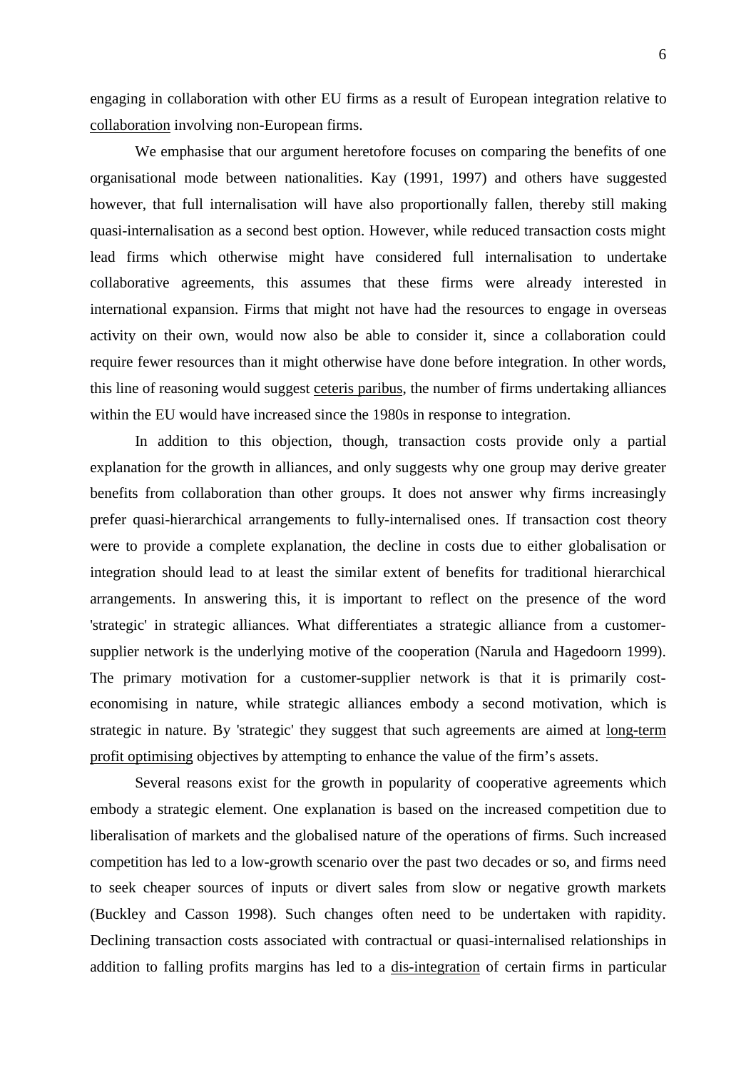engaging in collaboration with other EU firms as a result of European integration relative to collaboration involving non-European firms.

We emphasise that our argument heretofore focuses on comparing the benefits of one organisational mode between nationalities. Kay (1991, 1997) and others have suggested however, that full internalisation will have also proportionally fallen, thereby still making quasi-internalisation as a second best option. However, while reduced transaction costs might lead firms which otherwise might have considered full internalisation to undertake collaborative agreements, this assumes that these firms were already interested in international expansion. Firms that might not have had the resources to engage in overseas activity on their own, would now also be able to consider it, since a collaboration could require fewer resources than it might otherwise have done before integration. In other words, this line of reasoning would suggest ceteris paribus, the number of firms undertaking alliances within the EU would have increased since the 1980s in response to integration.

In addition to this objection, though, transaction costs provide only a partial explanation for the growth in alliances, and only suggests why one group may derive greater benefits from collaboration than other groups. It does not answer why firms increasingly prefer quasi-hierarchical arrangements to fully-internalised ones. If transaction cost theory were to provide a complete explanation, the decline in costs due to either globalisation or integration should lead to at least the similar extent of benefits for traditional hierarchical arrangements. In answering this, it is important to reflect on the presence of the word 'strategic' in strategic alliances. What differentiates a strategic alliance from a customer-supplier network is the underlying motive of the cooperation (Narula and Hagedoorn 1999). The primary motivation for a customer-supplier network is that it is primarily cost-economising in nature, while strategic alliances embody a second motivation, which is strategic in nature. By 'strategic' they suggest that such agreements are aimed at long-term profit optimising objectives by attempting to enhance the value of the firm's assets.

Several reasons exist for the growth in popularity of cooperative agreements which embody a strategic element. One explanation is based on the increased competition due to liberalisation of markets and the globalised nature of the operations of firms. Such increased competition has led to a low-growth scenario over the past two decades or so, and firms need to seek cheaper sources of inputs or divert sales from slow or negative growth markets (Buckley and Casson 1998). Such changes often need to be undertaken with rapidity. Declining transaction costs associated with contractual or quasi-internalised relationships in addition to falling profits margins has led to a dis-integration of certain firms in particular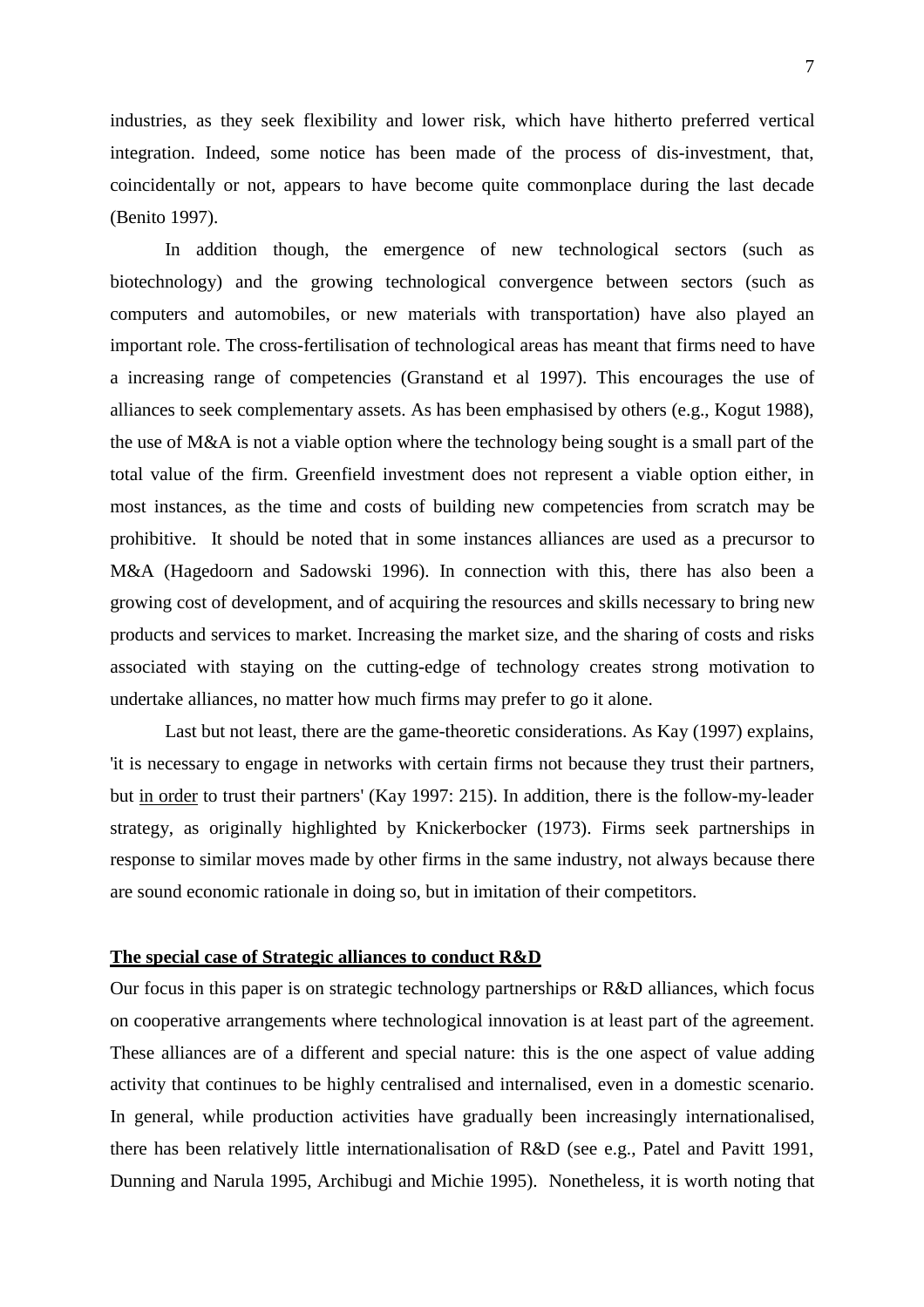industries, as they seek flexibility and lower risk, which have hitherto preferred vertical integration. Indeed, some notice has been made of the process of dis-investment, that, coincidentally or not, appears to have become quite commonplace during the last decade (Benito 1997).

In addition though, the emergence of new technological sectors (such as biotechnology) and the growing technological convergence between sectors (such as computers and automobiles, or new materials with transportation) have also played an important role. The cross-fertilisation of technological areas has meant that firms need to have a increasing range of competencies (Granstand et al 1997). This encourages the use of alliances to seek complementary assets. As has been emphasised by others (e.g., Kogut 1988), the use of M&A is not a viable option where the technology being sought is a small part of the total value of the firm. Greenfield investment does not represent a viable option either, in most instances, as the time and costs of building new competencies from scratch may be prohibitive. It should be noted that in some instances alliances are used as a precursor to M&A (Hagedoorn and Sadowski 1996). In connection with this, there has also been a growing cost of development, and of acquiring the resources and skills necessary to bring new products and services to market. Increasing the market size, and the sharing of costs and risks associated with staying on the cutting-edge of technology creates strong motivation to undertake alliances, no matter how much firms may prefer to go it alone.

Last but not least, there are the game-theoretic considerations. As Kay (1997) explains, 'it is necessary to engage in networks with certain firms not because they trust their partners, but <u>in order</u> to trust their partners' (Kay 1997: 215). In addition, there is the follow-my-leader strategy, as originally highlighted by Knickerbocker (1973). Firms seek partnerships in response to similar moves made by other firms in the same industry, not always because there are sound economic rationale in doing so, but in imitation of their competitors.

## The special case of Strategic alliances to conduct R&D

Our focus in this paper is on strategic technology partnerships or R&D alliances, which focus on cooperative arrangements where technological innovation is at least part of the agreement. These alliances are of a different and special nature: this is the one aspect of value adding activity that continues to be highly centralised and internalised, even in a domestic scenario. In general, while production activities have gradually been increasingly internationalised, there has been relatively little internationalisation of R&D (see e.g., Patel and Pavitt 1991, Dunning and Narula 1995, Archibugi and Michie 1995). Nonetheless, it is worth noting that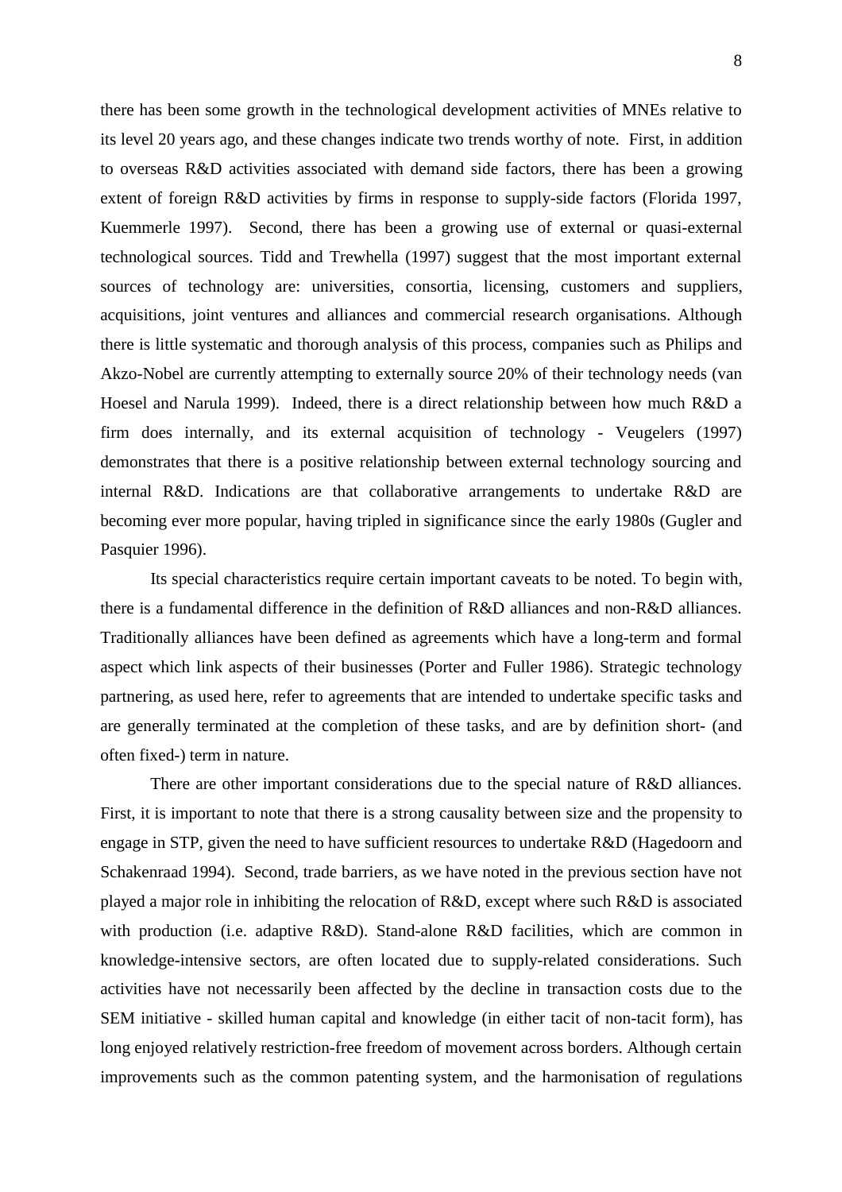there has been some growth in the technological development activities of MNEs relative to its level 20 years ago, and these changes indicate two trends worthy of note. First, in addition to overseas R&D activities associated with demand side factors, there has been a growing extent of foreign R&D activities by firms in response to supply-side factors (Florida 1997, Kuemmerle 1997). Second, there has been a growing use of external or quasi-external technological sources. Tidd and Trewhella (1997) suggest that the most important external sources of technology are: universities, consortia, licensing, customers and suppliers, acquisitions, joint ventures and alliances and commercial research organisations. Although there is little systematic and thorough analysis of this process, companies such as Philips and Akzo-Nobel are currently attempting to externally source 20% of their technology needs (van Hoesel and Narula 1999). Indeed, there is a direct relationship between how much R&D a firm does internally, and its external acquisition of technology - Veugelers (1997) demonstrates that there is a positive relationship between external technology sourcing and internal R&D. Indications are that collaborative arrangements to undertake R&D are becoming ever more popular, having tripled in significance since the early 1980s (Gugler and Pasquier 1996).

Its special characteristics require certain important caveats to be noted. To begin with, there is a fundamental difference in the definition of R&D alliances and non-R&D alliances. Traditionally alliances have been defined as agreements which have a long-term and formal aspect which link aspects of their businesses (Porter and Fuller 1986). Strategic technology partnering, as used here, refer to agreements that are intended to undertake specific tasks and are generally terminated at the completion of these tasks, and are by definition short- (and often fixed-) term in nature.

There are other important considerations due to the special nature of R&D alliances. First, it is important to note that there is a strong causality between size and the propensity to engage in STP, given the need to have sufficient resources to undertake R&D (Hagedoorn and Schakenraad 1994). Second, trade barriers, as we have noted in the previous section have not played a major role in inhibiting the relocation of R&D, except where such R&D is associated with production (i.e. adaptive R&D). Stand-alone R&D facilities, which are common in knowledge-intensive sectors, are often located due to supply-related considerations. Such activities have not necessarily been affected by the decline in transaction costs due to the SEM initiative - skilled human capital and knowledge (in either tacit of non-tacit form), has long enjoyed relatively restriction-free freedom of movement across borders. Although certain improvements such as the common patenting system, and the harmonisation of regulations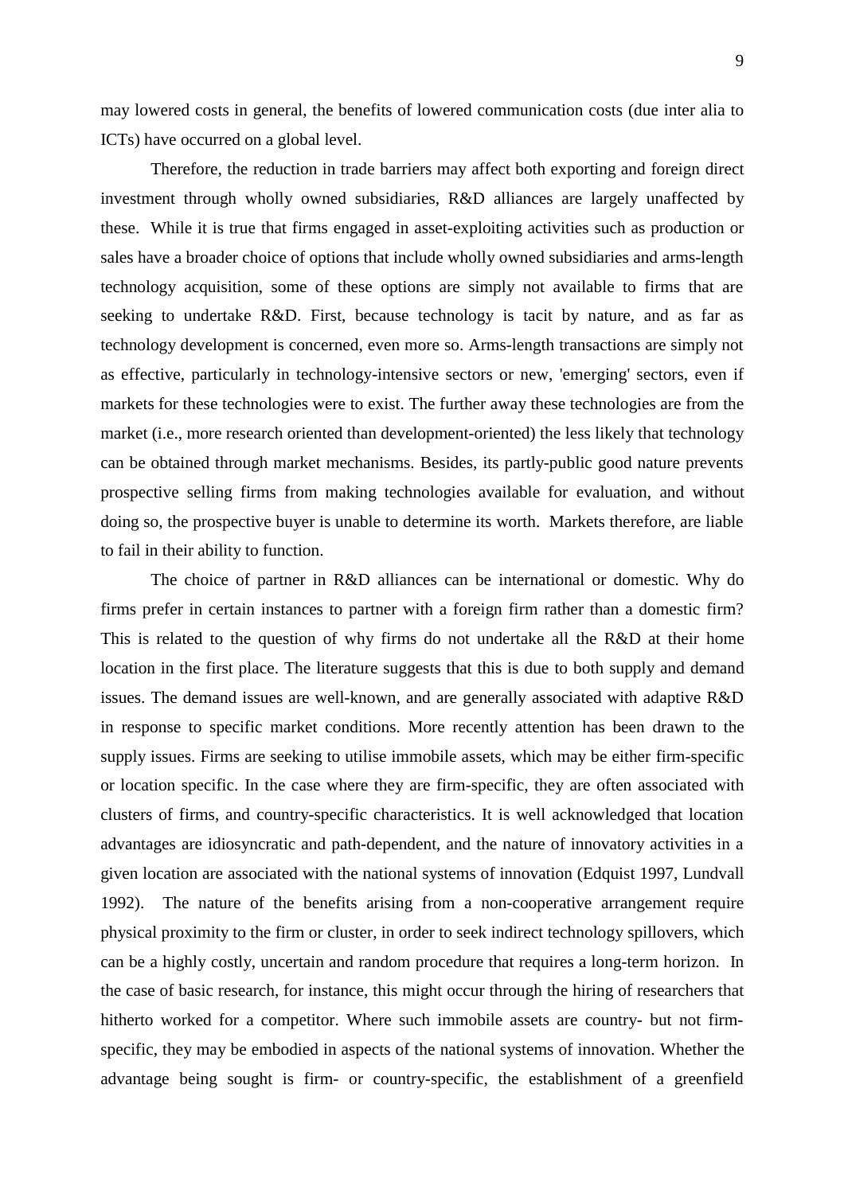may lowered costs in general, the benefits of lowered communication costs (due inter alia to ICTs) have occurred on a global level.

Therefore, the reduction in trade barriers may affect both exporting and foreign direct investment through wholly owned subsidiaries, R&D alliances are largely unaffected by these. While it is true that firms engaged in asset-exploiting activities such as production or sales have a broader choice of options that include wholly owned subsidiaries and arms-length technology acquisition, some of these options are simply not available to firms that are seeking to undertake R&D. First, because technology is tacit by nature, and as far as technology development is concerned, even more so. Arms-length transactions are simply not as effective, particularly in technology-intensive sectors or new, 'emerging' sectors, even if markets for these technologies were to exist. The further away these technologies are from the market (i.e., more research oriented than development-oriented) the less likely that technology can be obtained through market mechanisms. Besides, its partly-public good nature prevents prospective selling firms from making technologies available for evaluation, and without doing so, the prospective buyer is unable to determine its worth. Markets therefore, are liable to fail in their ability to function.

The choice of partner in R&D alliances can be international or domestic. Why do firms prefer in certain instances to partner with a foreign firm rather than a domestic firm? This is related to the question of why firms do not undertake all the R&D at their home location in the first place. The literature suggests that this is due to both supply and demand issues. The demand issues are well-known, and are generally associated with adaptive R&D in response to specific market conditions. More recently attention has been drawn to the supply issues. Firms are seeking to utilise immobile assets, which may be either firm-specific or location specific. In the case where they are firm-specific, they are often associated with clusters of firms, and country-specific characteristics. It is well acknowledged that location advantages are idiosyncratic and path-dependent, and the nature of innovatory activities in a given location are associated with the national systems of innovation (Edquist 1997, Lundvall 1992). The nature of the benefits arising from a non-cooperative arrangement require physical proximity to the firm or cluster, in order to seek indirect technology spillovers, which can be a highly costly, uncertain and random procedure that requires a long-term horizon. In the case of basic research, for instance, this might occur through the hiring of researchers that hitherto worked for a competitor. Where such immobile assets are country- but not firm-specific, they may be embodied in aspects of the national systems of innovation. Whether the advantage being sought is firm- or country-specific, the establishment of a greenfield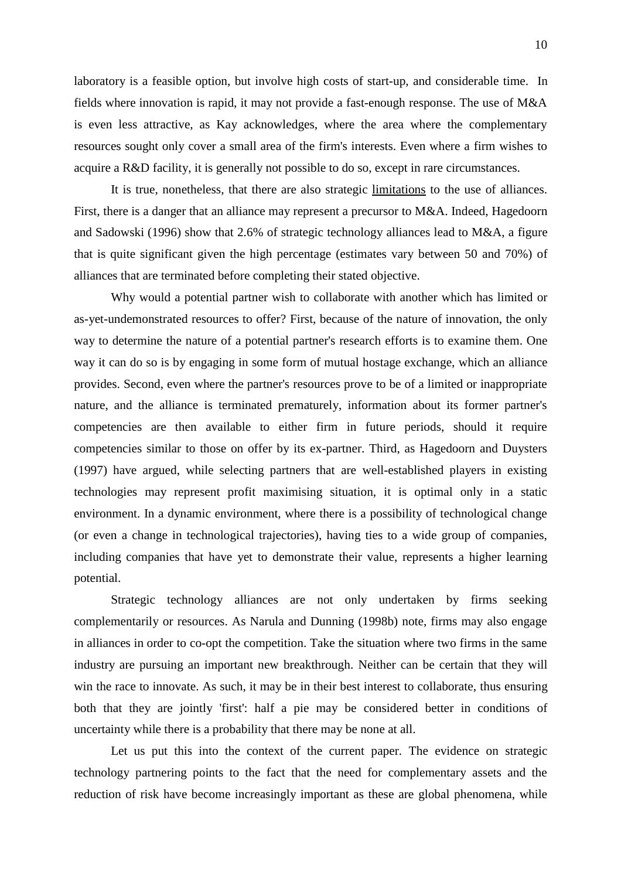laboratory is a feasible option, but involve high costs of start-up, and considerable time. In fields where innovation is rapid, it may not provide a fast-enough response. The use of M&A is even less attractive, as Kay acknowledges, where the area where the complementary resources sought only cover a small area of the firm's interests. Even where a firm wishes to acquire a R&D facility, it is generally not possible to do so, except in rare circumstances.

It is true, nonetheless, that there are also strategic <u>limitations</u> to the use of alliances. First, there is a danger that an alliance may represent a precursor to M&A. Indeed, Hagedoorn and Sadowski (1996) show that 2.6% of strategic technology alliances lead to M&A, a figure that is quite significant given the high percentage (estimates vary between 50 and 70%) of alliances that are terminated before completing their stated objective.

Why would a potential partner wish to collaborate with another which has limited or as-yet-undemonstrated resources to offer? First, because of the nature of innovation, the only way to determine the nature of a potential partner's research efforts is to examine them. One way it can do so is by engaging in some form of mutual hostage exchange, which an alliance provides. Second, even where the partner's resources prove to be of a limited or inappropriate nature, and the alliance is terminated prematurely, information about its former partner's competencies are then available to either firm in future periods, should it require competencies similar to those on offer by its ex-partner. Third, as Hagedoorn and Duysters (1997) have argued, while selecting partners that are well-established players in existing technologies may represent profit maximising situation, it is optimal only in a static environment. In a dynamic environment, where there is a possibility of technological change (or even a change in technological trajectories), having ties to a wide group of companies, including companies that have yet to demonstrate their value, represents a higher learning potential.

Strategic technology alliances are not only undertaken by firms seeking complementarily or resources. As Narula and Dunning (1998b) note, firms may also engage in alliances in order to co-opt the competition. Take the situation where two firms in the same industry are pursuing an important new breakthrough. Neither can be certain that they will win the race to innovate. As such, it may be in their best interest to collaborate, thus ensuring both that they are jointly 'first': half a pie may be considered better in conditions of uncertainty while there is a probability that there may be none at all.

Let us put this into the context of the current paper. The evidence on strategic technology partnering points to the fact that the need for complementary assets and the reduction of risk have become increasingly important as these are global phenomena, while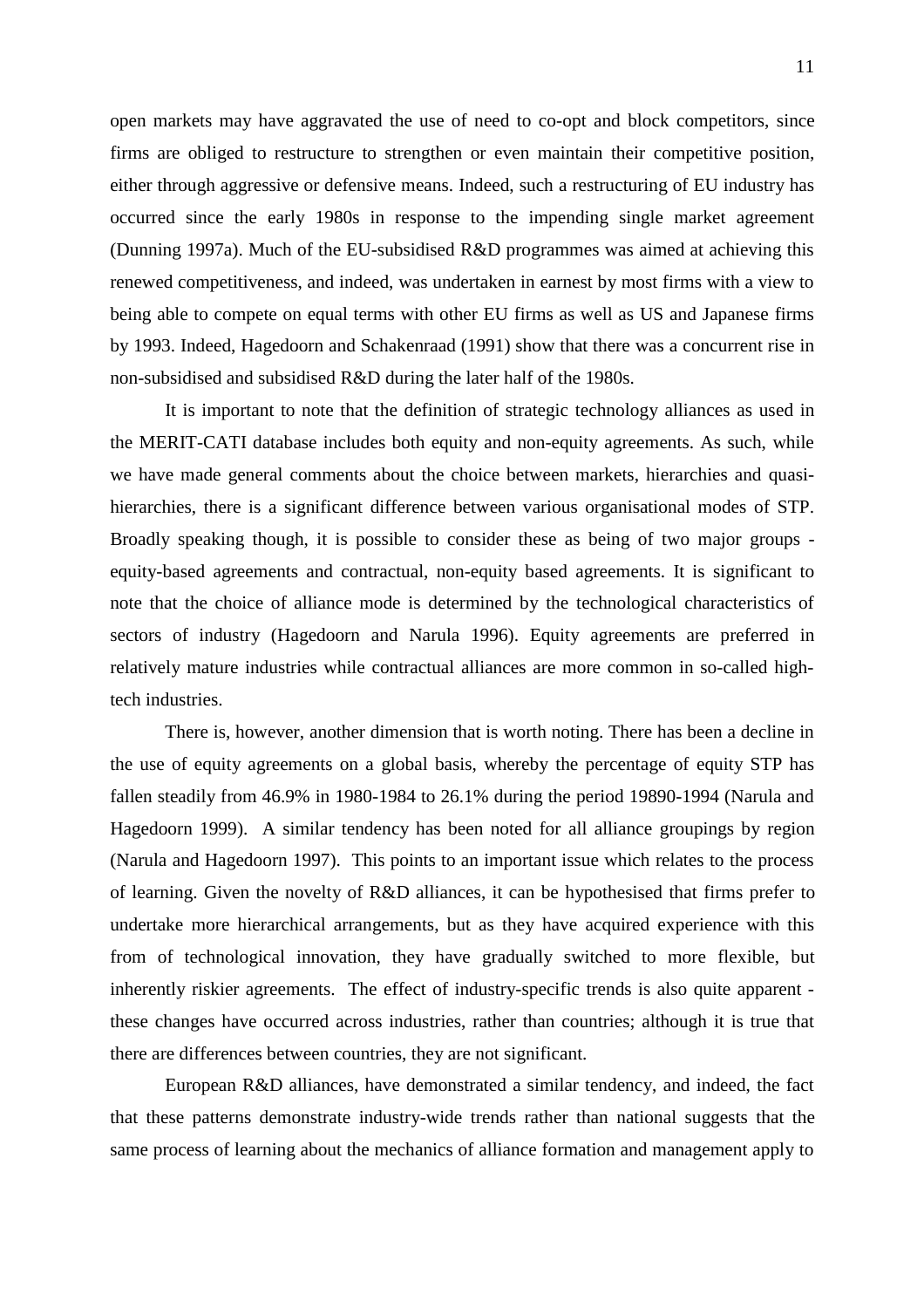open markets may have aggravated the use of need to co-opt and block competitors, since firms are obliged to restructure to strengthen or even maintain their competitive position, either through aggressive or defensive means. Indeed, such a restructuring of EU industry has occurred since the early 1980s in response to the impending single market agreement (Dunning 1997a). Much of the EU-subsidised R&D programmes was aimed at achieving this renewed competitiveness, and indeed, was undertaken in earnest by most firms with a view to being able to compete on equal terms with other EU firms as well as US and Japanese firms by 1993. Indeed, Hagedoorn and Schakenraad (1991) show that there was a concurrent rise in non-subsidised and subsidised R&D during the later half of the 1980s.

It is important to note that the definition of strategic technology alliances as used in the MERIT-CATI database includes both equity and non-equity agreements. As such, while we have made general comments about the choice between markets, hierarchies and quasi-hierarchies, there is a significant difference between various organisational modes of STP. Broadly speaking though, it is possible to consider these as being of two major groups - equity-based agreements and contractual, non-equity based agreements. It is significant to note that the choice of alliance mode is determined by the technological characteristics of sectors of industry (Hagedoorn and Narula 1996). Equity agreements are preferred in relatively mature industries while contractual alliances are more common in so-called high-tech industries.

There is, however, another dimension that is worth noting. There has been a decline in the use of equity agreements on a global basis, whereby the percentage of equity STP has fallen steadily from 46.9% in 1980-1984 to 26.1% during the period 19890-1994 (Narula and Hagedoorn 1999). A similar tendency has been noted for all alliance groupings by region (Narula and Hagedoorn 1997). This points to an important issue which relates to the process of learning. Given the novelty of R&D alliances, it can be hypothesised that firms prefer to undertake more hierarchical arrangements, but as they have acquired experience with this from of technological innovation, they have gradually switched to more flexible, but inherently riskier agreements. The effect of industry-specific trends is also quite apparent - these changes have occurred across industries, rather than countries; although it is true that there are differences between countries, they are not significant.

European R&D alliances, have demonstrated a similar tendency, and indeed, the fact that these patterns demonstrate industry-wide trends rather than national suggests that the same process of learning about the mechanics of alliance formation and management apply to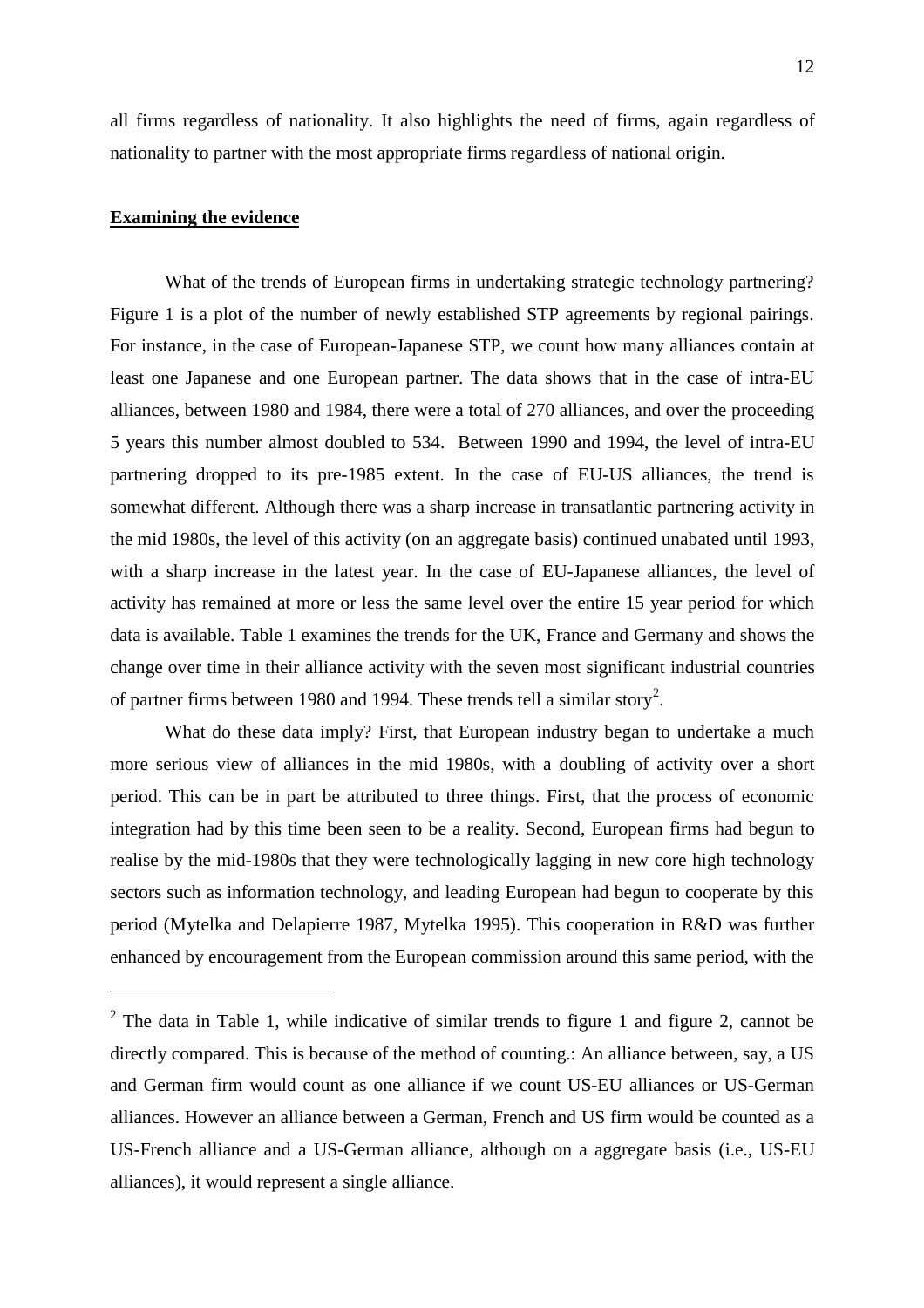all firms regardless of nationality. It also highlights the need of firms, again regardless of nationality to partner with the most appropriate firms regardless of national origin.

## Examining the evidence

What of the trends of European firms in undertaking strategic technology partnering? Figure 1 is a plot of the number of newly established STP agreements by regional pairings. For instance, in the case of European-Japanese STP, we count how many alliances contain at least one Japanese and one European partner. The data shows that in the case of intra-EU alliances, between 1980 and 1984, there were a total of 270 alliances, and over the proceeding 5 years this number almost doubled to 534. Between 1990 and 1994, the level of intra-EU partnering dropped to its pre-1985 extent. In the case of EU-US alliances, the trend is somewhat different. Although there was a sharp increase in transatlantic partnering activity in the mid 1980s, the level of this activity (on an aggregate basis) continued unabated until 1993, with a sharp increase in the latest year. In the case of EU-Japanese alliances, the level of activity has remained at more or less the same level over the entire 15 year period for which data is available. Table 1 examines the trends for the UK, France and Germany and shows the change over time in their alliance activity with the seven most significant industrial countries of partner firms between 1980 and 1994. These trends tell a similar story[2].

What do these data imply? First, that European industry began to undertake a much more serious view of alliances in the mid 1980s, with a doubling of activity over a short period. This can be in part be attributed to three things. First, that the process of economic integration had by this time been seen to be a reality. Second, European firms had begun to realise by the mid-1980s that they were technologically lagging in new core high technology sectors such as information technology, and leading European had begun to cooperate by this period (Mytelka and Delapierre 1987, Mytelka 1995). This cooperation in R&D was further enhanced by encouragement from the European commission around this same period, with the

---

[2] The data in Table 1, while indicative of similar trends to figure 1 and figure 2, cannot be directly compared. This is because of the method of counting.: An alliance between, say, a US and German firm would count as one alliance if we count US-EU alliances or US-German alliances. However an alliance between a German, French and US firm would be counted as a US-French alliance and a US-German alliance, although on a aggregate basis (i.e., US-EU alliances), it would represent a single alliance.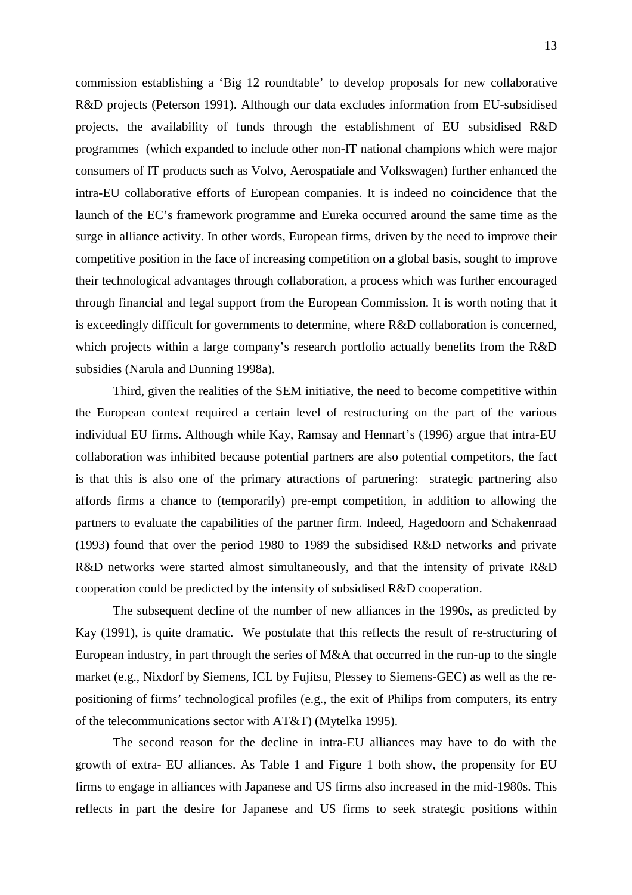commission establishing a 'Big 12 roundtable' to develop proposals for new collaborative R&D projects (Peterson 1991). Although our data excludes information from EU-subsidised projects, the availability of funds through the establishment of EU subsidised R&D programmes (which expanded to include other non-IT national champions which were major consumers of IT products such as Volvo, Aerospatiale and Volkswagen) further enhanced the intra-EU collaborative efforts of European companies. It is indeed no coincidence that the launch of the EC's framework programme and Eureka occurred around the same time as the surge in alliance activity. In other words, European firms, driven by the need to improve their competitive position in the face of increasing competition on a global basis, sought to improve their technological advantages through collaboration, a process which was further encouraged through financial and legal support from the European Commission. It is worth noting that it is exceedingly difficult for governments to determine, where R&D collaboration is concerned, which projects within a large company's research portfolio actually benefits from the R&D subsidies (Narula and Dunning 1998a).

Third, given the realities of the SEM initiative, the need to become competitive within the European context required a certain level of restructuring on the part of the various individual EU firms. Although while Kay, Ramsay and Hennart's (1996) argue that intra-EU collaboration was inhibited because potential partners are also potential competitors, the fact is that this is also one of the primary attractions of partnering: strategic partnering also affords firms a chance to (temporarily) pre-empt competition, in addition to allowing the partners to evaluate the capabilities of the partner firm. Indeed, Hagedoorn and Schakenraad (1993) found that over the period 1980 to 1989 the subsidised R&D networks and private R&D networks were started almost simultaneously, and that the intensity of private R&D cooperation could be predicted by the intensity of subsidised R&D cooperation.

The subsequent decline of the number of new alliances in the 1990s, as predicted by Kay (1991), is quite dramatic. We postulate that this reflects the result of re-structuring of European industry, in part through the series of M&A that occurred in the run-up to the single market (e.g., Nixdorf by Siemens, ICL by Fujitsu, Plessey to Siemens-GEC) as well as the re-positioning of firms' technological profiles (e.g., the exit of Philips from computers, its entry of the telecommunications sector with AT&T) (Mytelka 1995).

The second reason for the decline in intra-EU alliances may have to do with the growth of extra- EU alliances. As Table 1 and Figure 1 both show, the propensity for EU firms to engage in alliances with Japanese and US firms also increased in the mid-1980s. This reflects in part the desire for Japanese and US firms to seek strategic positions within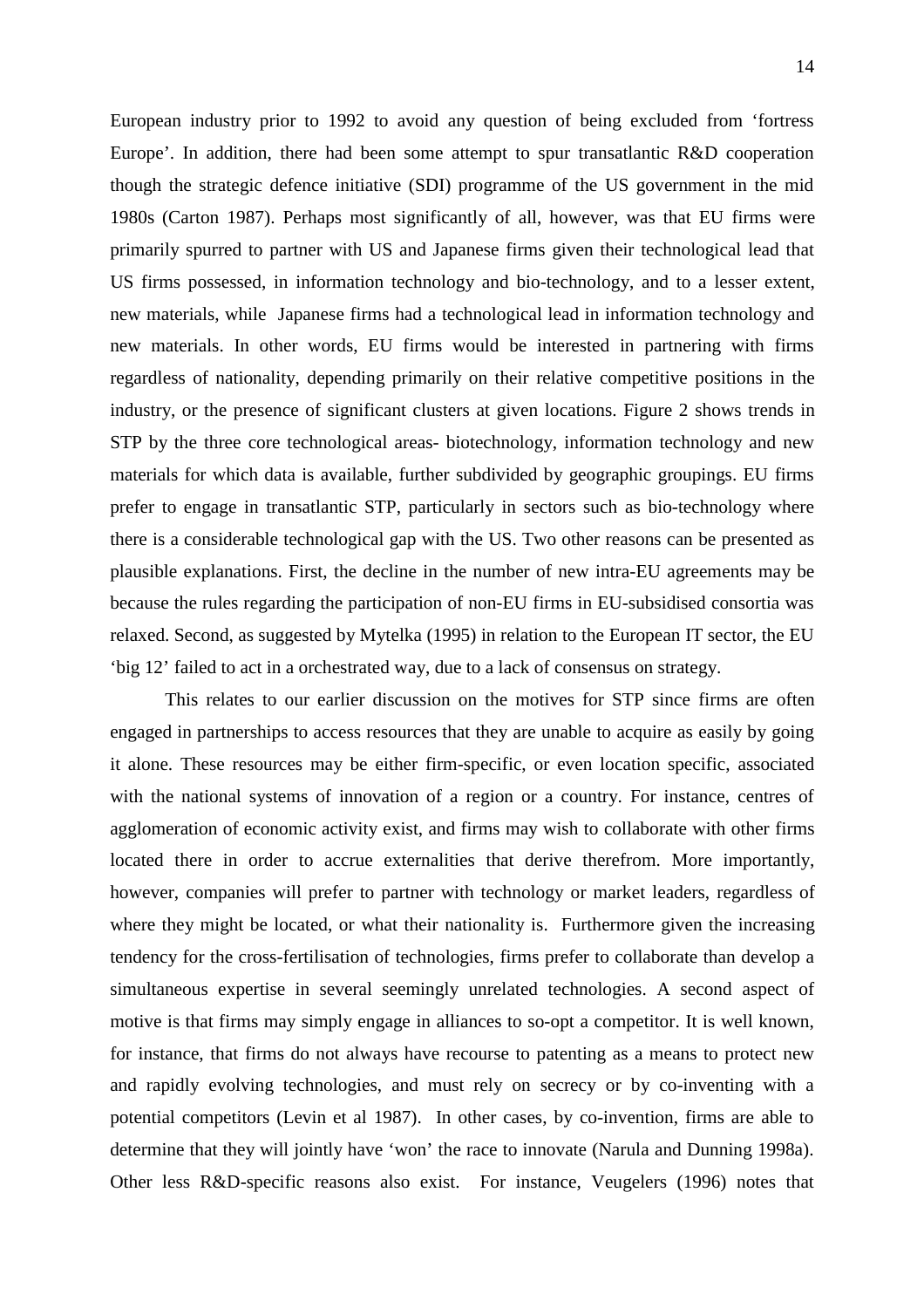European industry prior to 1992 to avoid any question of being excluded from 'fortress Europe'. In addition, there had been some attempt to spur transatlantic R&D cooperation though the strategic defence initiative (SDI) programme of the US government in the mid 1980s (Carton 1987). Perhaps most significantly of all, however, was that EU firms were primarily spurred to partner with US and Japanese firms given their technological lead that US firms possessed, in information technology and bio-technology, and to a lesser extent, new materials, while Japanese firms had a technological lead in information technology and new materials. In other words, EU firms would be interested in partnering with firms regardless of nationality, depending primarily on their relative competitive positions in the industry, or the presence of significant clusters at given locations. Figure 2 shows trends in STP by the three core technological areas- biotechnology, information technology and new materials for which data is available, further subdivided by geographic groupings. EU firms prefer to engage in transatlantic STP, particularly in sectors such as bio-technology where there is a considerable technological gap with the US. Two other reasons can be presented as plausible explanations. First, the decline in the number of new intra-EU agreements may be because the rules regarding the participation of non-EU firms in EU-subsidised consortia was relaxed. Second, as suggested by Mytelka (1995) in relation to the European IT sector, the EU 'big 12' failed to act in a orchestrated way, due to a lack of consensus on strategy.

This relates to our earlier discussion on the motives for STP since firms are often engaged in partnerships to access resources that they are unable to acquire as easily by going it alone. These resources may be either firm-specific, or even location specific, associated with the national systems of innovation of a region or a country. For instance, centres of agglomeration of economic activity exist, and firms may wish to collaborate with other firms located there in order to accrue externalities that derive therefrom. More importantly, however, companies will prefer to partner with technology or market leaders, regardless of where they might be located, or what their nationality is. Furthermore given the increasing tendency for the cross-fertilisation of technologies, firms prefer to collaborate than develop a simultaneous expertise in several seemingly unrelated technologies. A second aspect of motive is that firms may simply engage in alliances to so-opt a competitor. It is well known, for instance, that firms do not always have recourse to patenting as a means to protect new and rapidly evolving technologies, and must rely on secrecy or by co-inventing with a potential competitors (Levin et al 1987). In other cases, by co-invention, firms are able to determine that they will jointly have 'won' the race to innovate (Narula and Dunning 1998a). Other less R&D-specific reasons also exist. For instance, Veugelers (1996) notes that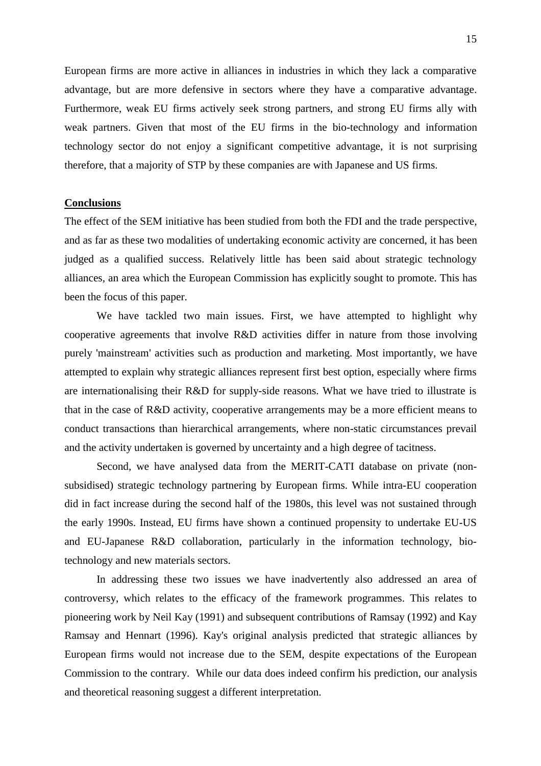European firms are more active in alliances in industries in which they lack a comparative advantage, but are more defensive in sectors where they have a comparative advantage. Furthermore, weak EU firms actively seek strong partners, and strong EU firms ally with weak partners. Given that most of the EU firms in the bio-technology and information technology sector do not enjoy a significant competitive advantage, it is not surprising therefore, that a majority of STP by these companies are with Japanese and US firms.

## Conclusions

The effect of the SEM initiative has been studied from both the FDI and the trade perspective, and as far as these two modalities of undertaking economic activity are concerned, it has been judged as a qualified success. Relatively little has been said about strategic technology alliances, an area which the European Commission has explicitly sought to promote. This has been the focus of this paper.

We have tackled two main issues. First, we have attempted to highlight why cooperative agreements that involve R&D activities differ in nature from those involving purely 'mainstream' activities such as production and marketing. Most importantly, we have attempted to explain why strategic alliances represent first best option, especially where firms are internationalising their R&D for supply-side reasons. What we have tried to illustrate is that in the case of R&D activity, cooperative arrangements may be a more efficient means to conduct transactions than hierarchical arrangements, where non-static circumstances prevail and the activity undertaken is governed by uncertainty and a high degree of tacitness.

Second, we have analysed data from the MERIT-CATI database on private (non-subsidised) strategic technology partnering by European firms. While intra-EU cooperation did in fact increase during the second half of the 1980s, this level was not sustained through the early 1990s. Instead, EU firms have shown a continued propensity to undertake EU-US and EU-Japanese R&D collaboration, particularly in the information technology, bio-technology and new materials sectors.

In addressing these two issues we have inadvertently also addressed an area of controversy, which relates to the efficacy of the framework programmes. This relates to pioneering work by Neil Kay (1991) and subsequent contributions of Ramsay (1992) and Kay Ramsay and Hennart (1996). Kay's original analysis predicted that strategic alliances by European firms would not increase due to the SEM, despite expectations of the European Commission to the contrary. While our data does indeed confirm his prediction, our analysis and theoretical reasoning suggest a different interpretation.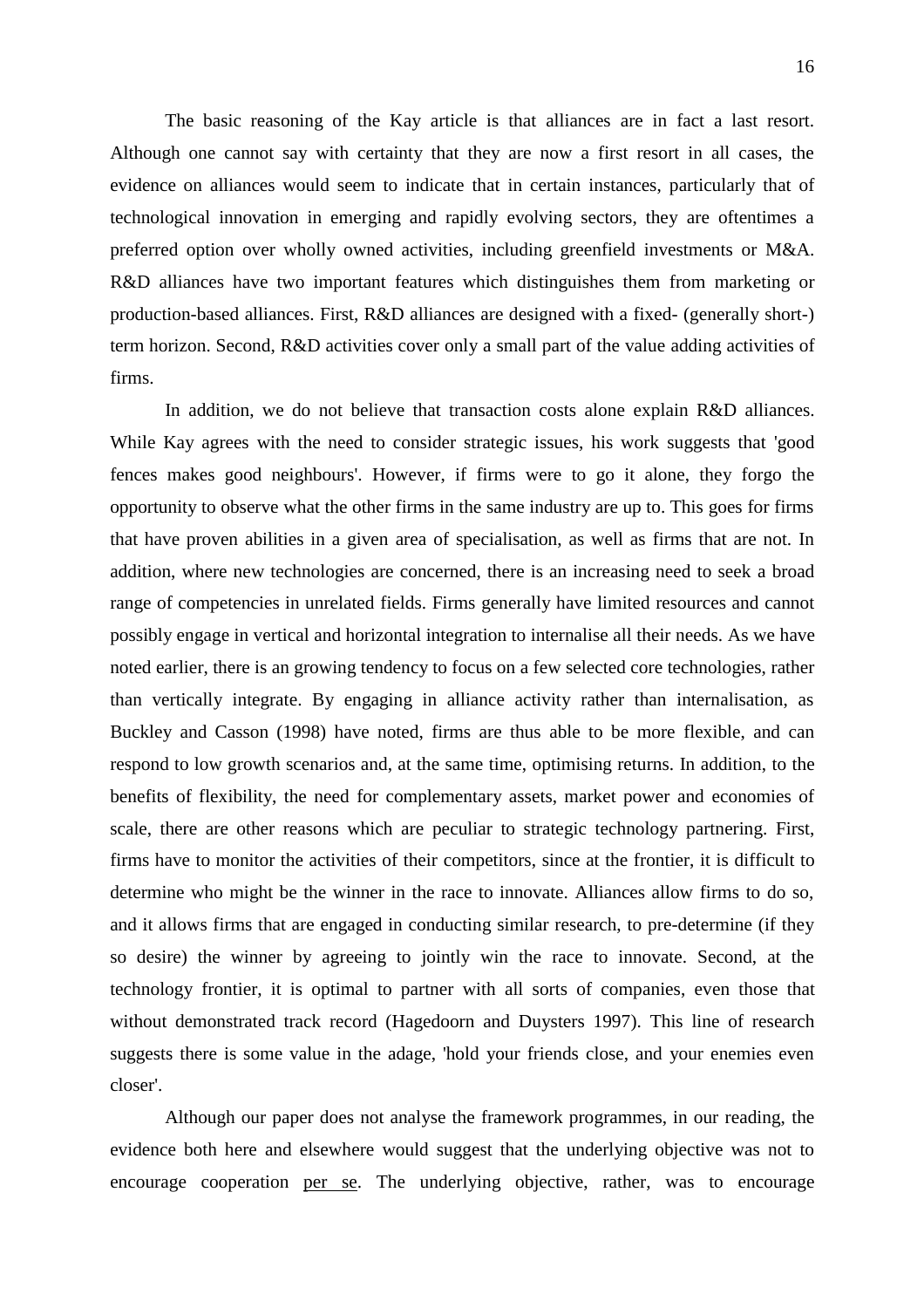The basic reasoning of the Kay article is that alliances are in fact a last resort. Although one cannot say with certainty that they are now a first resort in all cases, the evidence on alliances would seem to indicate that in certain instances, particularly that of technological innovation in emerging and rapidly evolving sectors, they are oftentimes a preferred option over wholly owned activities, including greenfield investments or M&A. R&D alliances have two important features which distinguishes them from marketing or production-based alliances. First, R&D alliances are designed with a fixed- (generally short-) term horizon. Second, R&D activities cover only a small part of the value adding activities of firms.

In addition, we do not believe that transaction costs alone explain R&D alliances. While Kay agrees with the need to consider strategic issues, his work suggests that 'good fences makes good neighbours'. However, if firms were to go it alone, they forgo the opportunity to observe what the other firms in the same industry are up to. This goes for firms that have proven abilities in a given area of specialisation, as well as firms that are not. In addition, where new technologies are concerned, there is an increasing need to seek a broad range of competencies in unrelated fields. Firms generally have limited resources and cannot possibly engage in vertical and horizontal integration to internalise all their needs. As we have noted earlier, there is an growing tendency to focus on a few selected core technologies, rather than vertically integrate. By engaging in alliance activity rather than internalisation, as Buckley and Casson (1998) have noted, firms are thus able to be more flexible, and can respond to low growth scenarios and, at the same time, optimising returns. In addition, to the benefits of flexibility, the need for complementary assets, market power and economies of scale, there are other reasons which are peculiar to strategic technology partnering. First, firms have to monitor the activities of their competitors, since at the frontier, it is difficult to determine who might be the winner in the race to innovate. Alliances allow firms to do so, and it allows firms that are engaged in conducting similar research, to pre-determine (if they so desire) the winner by agreeing to jointly win the race to innovate. Second, at the technology frontier, it is optimal to partner with all sorts of companies, even those that without demonstrated track record (Hagedoorn and Duysters 1997). This line of research suggests there is some value in the adage, 'hold your friends close, and your enemies even closer'.

Although our paper does not analyse the framework programmes, in our reading, the evidence both here and elsewhere would suggest that the underlying objective was not to encourage cooperation per se. The underlying objective, rather, was to encourage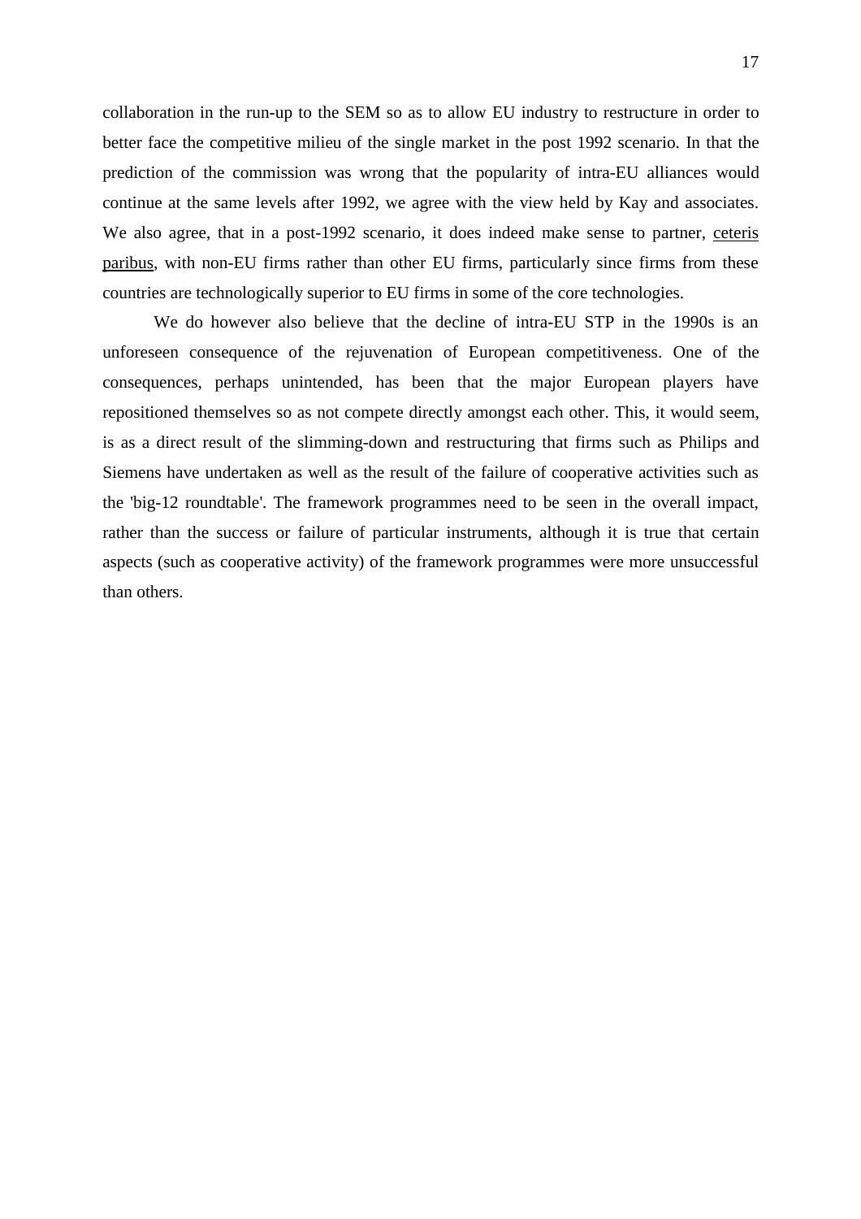collaboration in the run-up to the SEM so as to allow EU industry to restructure in order to better face the competitive milieu of the single market in the post 1992 scenario. In that the prediction of the commission was wrong that the popularity of intra-EU alliances would continue at the same levels after 1992, we agree with the view held by Kay and associates. We also agree, that in a post-1992 scenario, it does indeed make sense to partner, ceteris paribus, with non-EU firms rather than other EU firms, particularly since firms from these countries are technologically superior to EU firms in some of the core technologies.

We do however also believe that the decline of intra-EU STP in the 1990s is an unforeseen consequence of the rejuvenation of European competitiveness. One of the consequences, perhaps unintended, has been that the major European players have repositioned themselves so as not compete directly amongst each other. This, it would seem, is as a direct result of the slimming-down and restructuring that firms such as Philips and Siemens have undertaken as well as the result of the failure of cooperative activities such as the 'big-12 roundtable'. The framework programmes need to be seen in the overall impact, rather than the success or failure of particular instruments, although it is true that certain aspects (such as cooperative activity) of the framework programmes were more unsuccessful than others.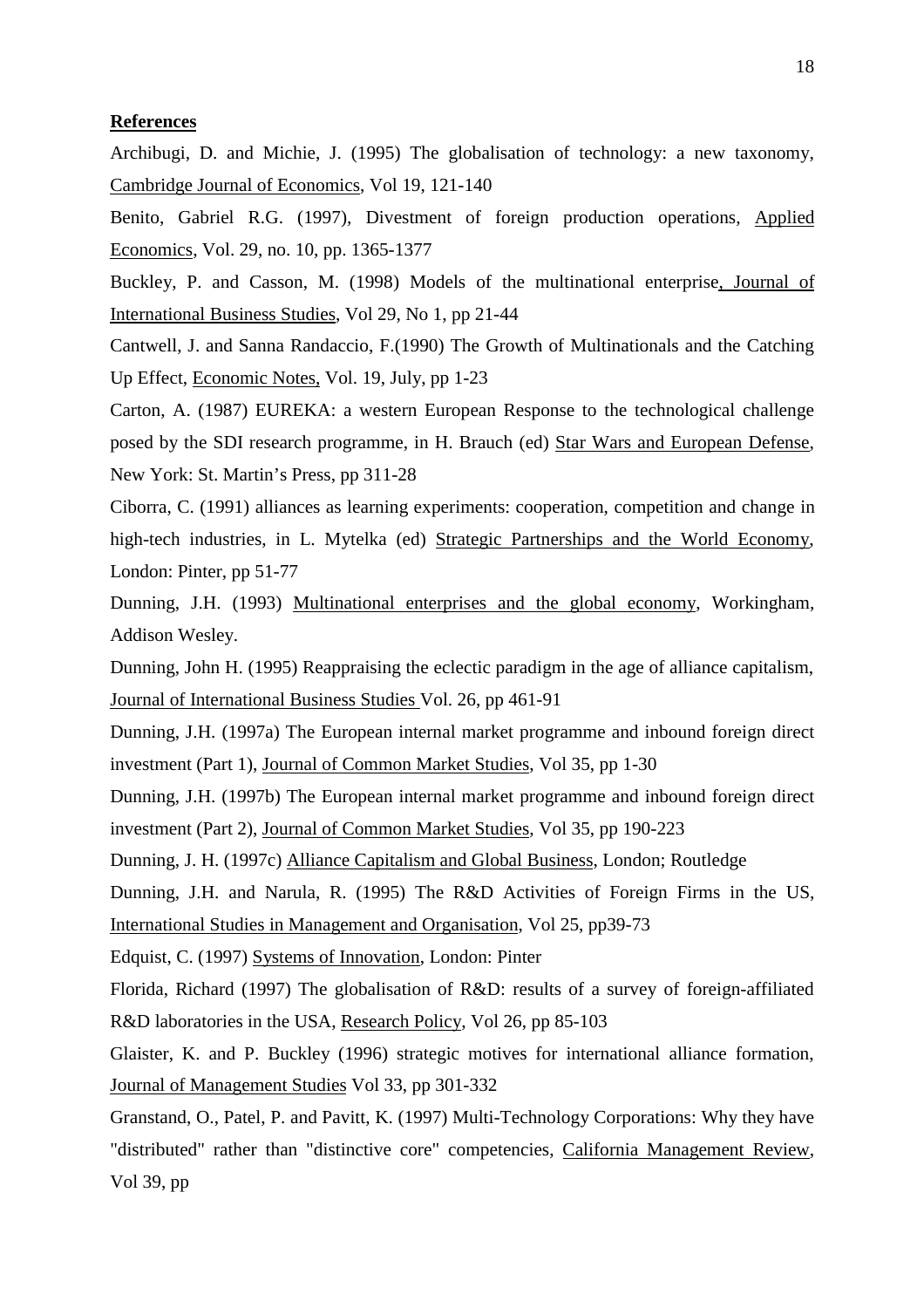**References**

Archibugi, D. and Michie, J. (1995) The globalisation of technology: a new taxonomy, Cambridge Journal of Economics, Vol 19, 121-140

Benito, Gabriel R.G. (1997), Divestment of foreign production operations, Applied Economics, Vol. 29, no. 10, pp. 1365-1377

Buckley, P. and Casson, M. (1998) Models of the multinational enterprise, Journal of International Business Studies, Vol 29, No 1, pp 21-44

Cantwell, J. and Sanna Randaccio, F.(1990) The Growth of Multinationals and the Catching Up Effect, Economic Notes, Vol. 19, July, pp 1-23

Carton, A. (1987) EUREKA: a western European Response to the technological challenge posed by the SDI research programme, in H. Brauch (ed) Star Wars and European Defense, New York: St. Martin's Press, pp 311-28

Ciborra, C. (1991) alliances as learning experiments: cooperation, competition and change in high-tech industries, in L. Mytelka (ed) Strategic Partnerships and the World Economy, London: Pinter, pp 51-77

Dunning, J.H. (1993) Multinational enterprises and the global economy, Workingham, Addison Wesley.

Dunning, John H. (1995) Reappraising the eclectic paradigm in the age of alliance capitalism, Journal of International Business Studies Vol. 26, pp 461-91

Dunning, J.H. (1997a) The European internal market programme and inbound foreign direct investment (Part 1), Journal of Common Market Studies, Vol 35, pp 1-30

Dunning, J.H. (1997b) The European internal market programme and inbound foreign direct investment (Part 2), Journal of Common Market Studies, Vol 35, pp 190-223

Dunning, J. H. (1997c) Alliance Capitalism and Global Business, London; Routledge

Dunning, J.H. and Narula, R. (1995) The R&D Activities of Foreign Firms in the US, International Studies in Management and Organisation, Vol 25, pp39-73

Edquist, C. (1997) Systems of Innovation, London: Pinter

Florida, Richard (1997) The globalisation of R&D: results of a survey of foreign-affiliated R&D laboratories in the USA, Research Policy, Vol 26, pp 85-103

Glaister, K. and P. Buckley (1996) strategic motives for international alliance formation, Journal of Management Studies Vol 33, pp 301-332

Granstand, O., Patel, P. and Pavitt, K. (1997) Multi-Technology Corporations: Why they have "distributed" rather than "distinctive core" competencies, California Management Review, Vol 39, pp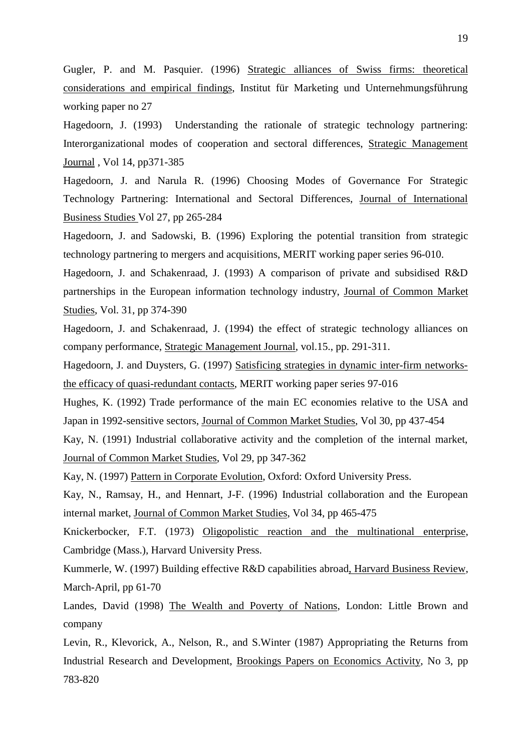Gugler, P. and M. Pasquier. (1996) Strategic alliances of Swiss firms: theoretical considerations and empirical findings, Institut für Marketing und Unternehmungsführung working paper no 27

Hagedoorn, J. (1993) Understanding the rationale of strategic technology partnering: Interorganizational modes of cooperation and sectoral differences, Strategic Management Journal , Vol 14, pp371-385

Hagedoorn, J. and Narula R. (1996) Choosing Modes of Governance For Strategic Technology Partnering: International and Sectoral Differences, Journal of International Business Studies Vol 27, pp 265-284

Hagedoorn, J. and Sadowski, B. (1996) Exploring the potential transition from strategic technology partnering to mergers and acquisitions, MERIT working paper series 96-010.

Hagedoorn, J. and Schakenraad, J. (1993) A comparison of private and subsidised R&D partnerships in the European information technology industry, Journal of Common Market Studies, Vol. 31, pp 374-390

Hagedoorn, J. and Schakenraad, J. (1994) the effect of strategic technology alliances on company performance, Strategic Management Journal, vol.15., pp. 291-311.

Hagedoorn, J. and Duysters, G. (1997) Satisficing strategies in dynamic inter-firm networks-the efficacy of quasi-redundant contacts, MERIT working paper series 97-016

Hughes, K. (1992) Trade performance of the main EC economies relative to the USA and Japan in 1992-sensitive sectors, Journal of Common Market Studies, Vol 30, pp 437-454

Kay, N. (1991) Industrial collaborative activity and the completion of the internal market, Journal of Common Market Studies, Vol 29, pp 347-362

Kay, N. (1997) Pattern in Corporate Evolution, Oxford: Oxford University Press.

Kay, N., Ramsay, H., and Hennart, J-F. (1996) Industrial collaboration and the European internal market, Journal of Common Market Studies, Vol 34, pp 465-475

Knickerbocker, F.T. (1973) Oligopolistic reaction and the multinational enterprise, Cambridge (Mass.), Harvard University Press.

Kummerle, W. (1997) Building effective R&D capabilities abroad, Harvard Business Review, March-April, pp 61-70

Landes, David (1998) The Wealth and Poverty of Nations, London: Little Brown and company

Levin, R., Klevorick, A., Nelson, R., and S.Winter (1987) Appropriating the Returns from Industrial Research and Development, Brookings Papers on Economics Activity, No 3, pp 783-820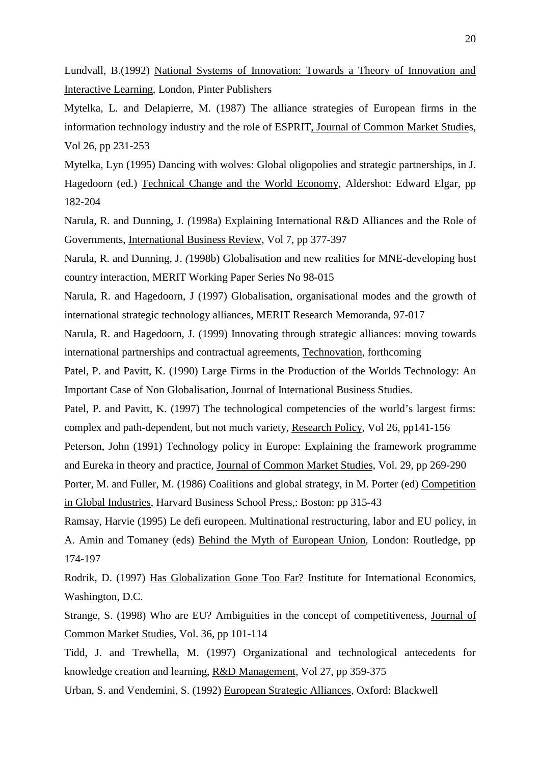Lundvall, B.(1992) National Systems of Innovation: Towards a Theory of Innovation and Interactive Learning, London, Pinter Publishers

Mytelka, L. and Delapierre, M. (1987) The alliance strategies of European firms in the information technology industry and the role of ESPRIT, Journal of Common Market Studies, Vol 26, pp 231-253

Mytelka, Lyn (1995) Dancing with wolves: Global oligopolies and strategic partnerships, in J. Hagedoorn (ed.) Technical Change and the World Economy, Aldershot: Edward Elgar, pp 182-204

Narula, R. and Dunning, J. (1998a) Explaining International R&D Alliances and the Role of Governments, International Business Review, Vol 7, pp 377-397

Narula, R. and Dunning, J. (1998b) Globalisation and new realities for MNE-developing host country interaction, MERIT Working Paper Series No 98-015

Narula, R. and Hagedoorn, J (1997) Globalisation, organisational modes and the growth of international strategic technology alliances, MERIT Research Memoranda, 97-017

Narula, R. and Hagedoorn, J. (1999) Innovating through strategic alliances: moving towards international partnerships and contractual agreements, Technovation, forthcoming

Patel, P. and Pavitt, K. (1990) Large Firms in the Production of the Worlds Technology: An Important Case of Non Globalisation, Journal of International Business Studies.

Patel, P. and Pavitt, K. (1997) The technological competencies of the world's largest firms: complex and path-dependent, but not much variety, Research Policy, Vol 26, pp141-156

Peterson, John (1991) Technology policy in Europe: Explaining the framework programme and Eureka in theory and practice, Journal of Common Market Studies, Vol. 29, pp 269-290

Porter, M. and Fuller, M. (1986) Coalitions and global strategy, in M. Porter (ed) Competition in Global Industries, Harvard Business School Press,: Boston: pp 315-43

Ramsay, Harvie (1995) Le defi europeen. Multinational restructuring, labor and EU policy, in A. Amin and Tomaney (eds) Behind the Myth of European Union, London: Routledge, pp 174-197

Rodrik, D. (1997) Has Globalization Gone Too Far? Institute for International Economics, Washington, D.C.

Strange, S. (1998) Who are EU? Ambiguities in the concept of competitiveness, Journal of Common Market Studies, Vol. 36, pp 101-114

Tidd, J. and Trewhella, M. (1997) Organizational and technological antecedents for knowledge creation and learning, R&D Management, Vol 27, pp 359-375

Urban, S. and Vendemini, S. (1992) European Strategic Alliances, Oxford: Blackwell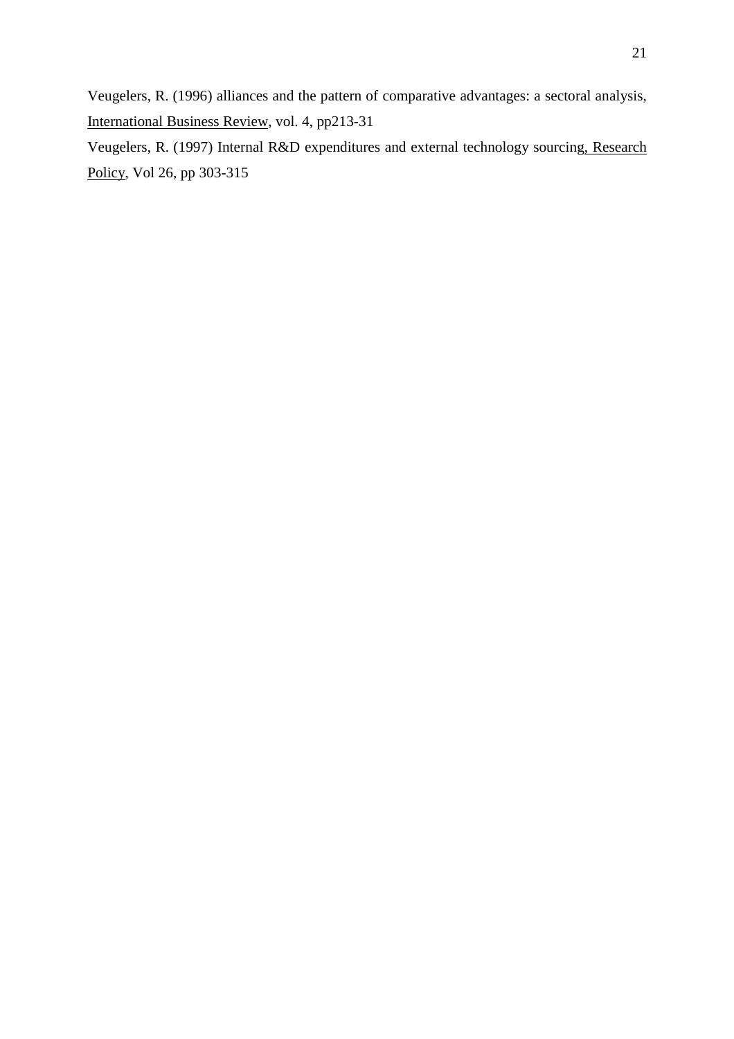Veugelers, R. (1996) alliances and the pattern of comparative advantages: a sectoral analysis, International Business Review, vol. 4, pp213-31

Veugelers, R. (1997) Internal R&D expenditures and external technology sourcing, Research Policy, Vol 26, pp 303-315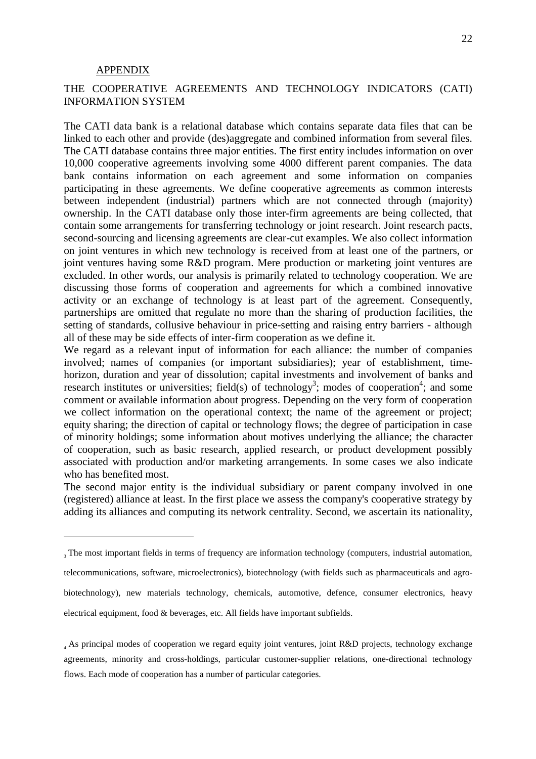## APPENDIX

## THE COOPERATIVE AGREEMENTS AND TECHNOLOGY INDICATORS (CATI) INFORMATION SYSTEM

The CATI data bank is a relational database which contains separate data files that can be linked to each other and provide (des)aggregate and combined information from several files. The CATI database contains three major entities. The first entity includes information on over 10,000 cooperative agreements involving some 4000 different parent companies. The data bank contains information on each agreement and some information on companies participating in these agreements. We define cooperative agreements as common interests between independent (industrial) partners which are not connected through (majority) ownership. In the CATI database only those inter-firm agreements are being collected, that contain some arrangements for transferring technology or joint research. Joint research pacts, second-sourcing and licensing agreements are clear-cut examples. We also collect information on joint ventures in which new technology is received from at least one of the partners, or joint ventures having some R&D program. Mere production or marketing joint ventures are excluded. In other words, our analysis is primarily related to technology cooperation. We are discussing those forms of cooperation and agreements for which a combined innovative activity or an exchange of technology is at least part of the agreement. Consequently, partnerships are omitted that regulate no more than the sharing of production facilities, the setting of standards, collusive behaviour in price-setting and raising entry barriers - although all of these may be side effects of inter-firm cooperation as we define it.

We regard as a relevant input of information for each alliance: the number of companies involved; names of companies (or important subsidiaries); year of establishment, time-horizon, duration and year of dissolution; capital investments and involvement of banks and research institutes or universities; field(s) of technology[3]; modes of cooperation[4]; and some comment or available information about progress. Depending on the very form of cooperation we collect information on the operational context; the name of the agreement or project; equity sharing; the direction of capital or technology flows; the degree of participation in case of minority holdings; some information about motives underlying the alliance; the character of cooperation, such as basic research, applied research, or product development possibly associated with production and/or marketing arrangements. In some cases we also indicate who has benefited most.

The second major entity is the individual subsidiary or parent company involved in one (registered) alliance at least. In the first place we assess the company's cooperative strategy by adding its alliances and computing its network centrality. Second, we ascertain its nationality,

---

[3] The most important fields in terms of frequency are information technology (computers, industrial automation, telecommunications, software, microelectronics), biotechnology (with fields such as pharmaceuticals and agro-biotechnology), new materials technology, chemicals, automotive, defence, consumer electronics, heavy electrical equipment, food & beverages, etc. All fields have important subfields.

[4] As principal modes of cooperation we regard equity joint ventures, joint R&D projects, technology exchange agreements, minority and cross-holdings, particular customer-supplier relations, one-directional technology flows. Each mode of cooperation has a number of particular categories.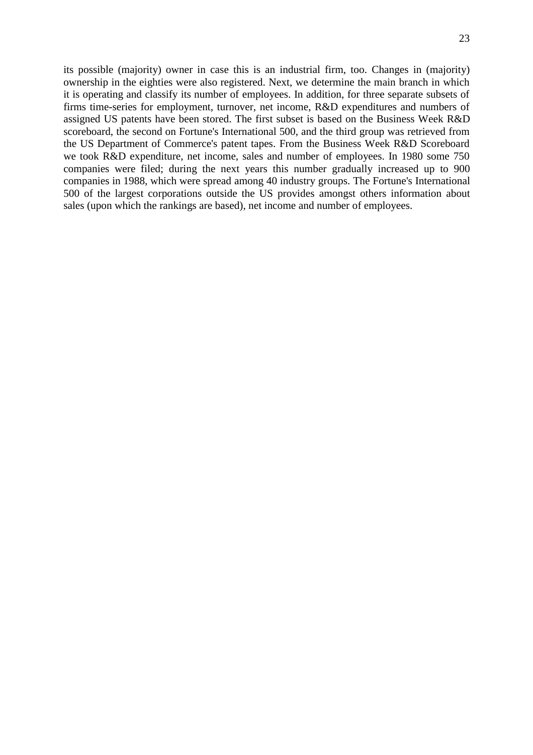its possible (majority) owner in case this is an industrial firm, too. Changes in (majority) ownership in the eighties were also registered. Next, we determine the main branch in which it is operating and classify its number of employees. In addition, for three separate subsets of firms time-series for employment, turnover, net income, R&D expenditures and numbers of assigned US patents have been stored. The first subset is based on the Business Week R&D scoreboard, the second on Fortune's International 500, and the third group was retrieved from the US Department of Commerce's patent tapes. From the Business Week R&D Scoreboard we took R&D expenditure, net income, sales and number of employees. In 1980 some 750 companies were filed; during the next years this number gradually increased up to 900 companies in 1988, which were spread among 40 industry groups. The Fortune's International 500 of the largest corporations outside the US provides amongst others information about sales (upon which the rankings are based), net income and number of employees.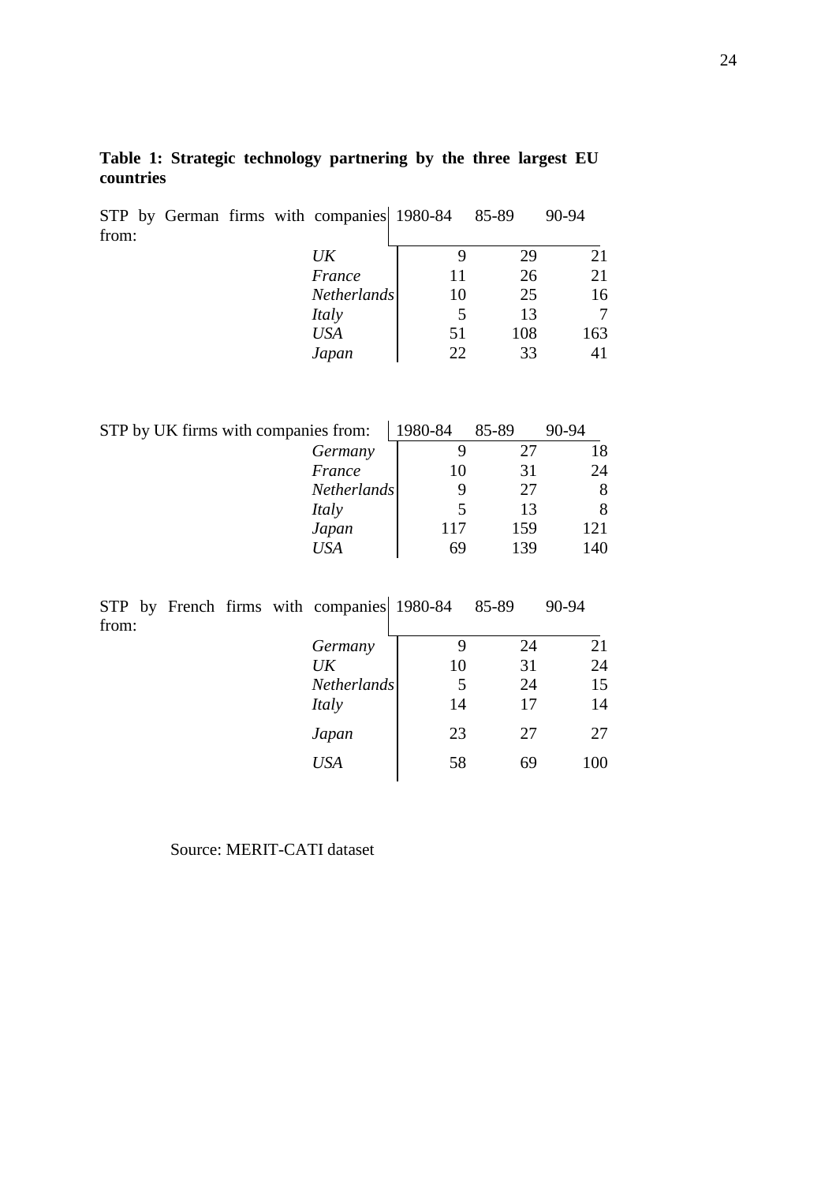**Table 1: Strategic technology partnering by the three largest EU countries**

| STP by German firms with companies from: | 1980-84 | 85-89 | 90-94 |
|---|---|---|---|
| *UK* | 9 | 29 | 21 |
| *France* | 11 | 26 | 21 |
| *Netherlands* | 10 | 25 | 16 |
| *Italy* | 5 | 13 | 7 |
| *USA* | 51 | 108 | 163 |
| *Japan* | 22 | 33 | 41 |

| STP by UK firms with companies from: | 1980-84 | 85-89 | 90-94 |
|---|---|---|---|
| *Germany* | 9 | 27 | 18 |
| *France* | 10 | 31 | 24 |
| *Netherlands* | 9 | 27 | 8 |
| *Italy* | 5 | 13 | 8 |
| *Japan* | 117 | 159 | 121 |
| *USA* | 69 | 139 | 140 |

| STP by French firms with companies from: | 1980-84 | 85-89 | 90-94 |
|---|---|---|---|
| *Germany* | 9 | 24 | 21 |
| *UK* | 10 | 31 | 24 |
| *Netherlands* | 5 | 24 | 15 |
| *Italy* | 14 | 17 | 14 |
| *Japan* | 23 | 27 | 27 |
| *USA* | 58 | 69 | 100 |

Source: MERIT-CATI dataset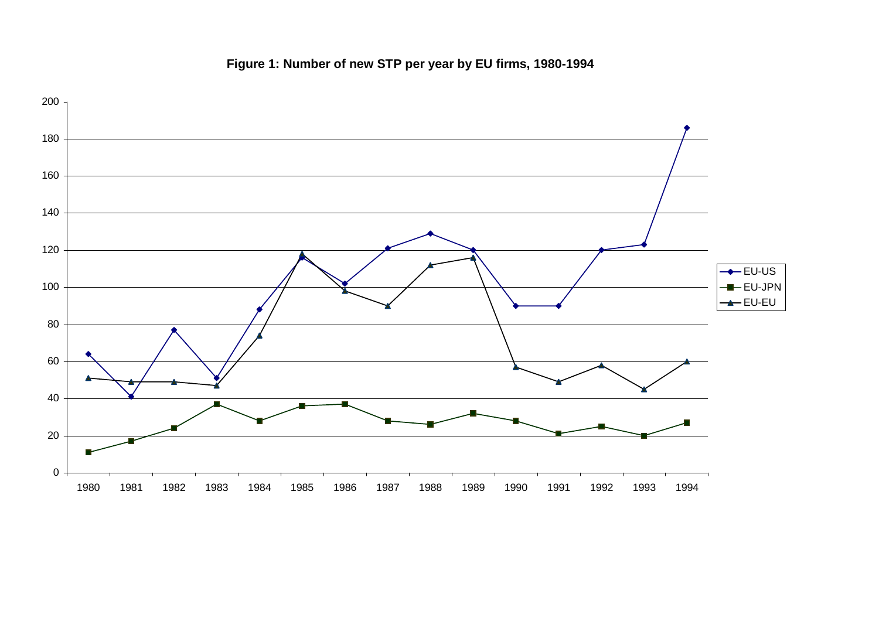**Figure 1: Number of new STP per year by EU firms, 1980-1994**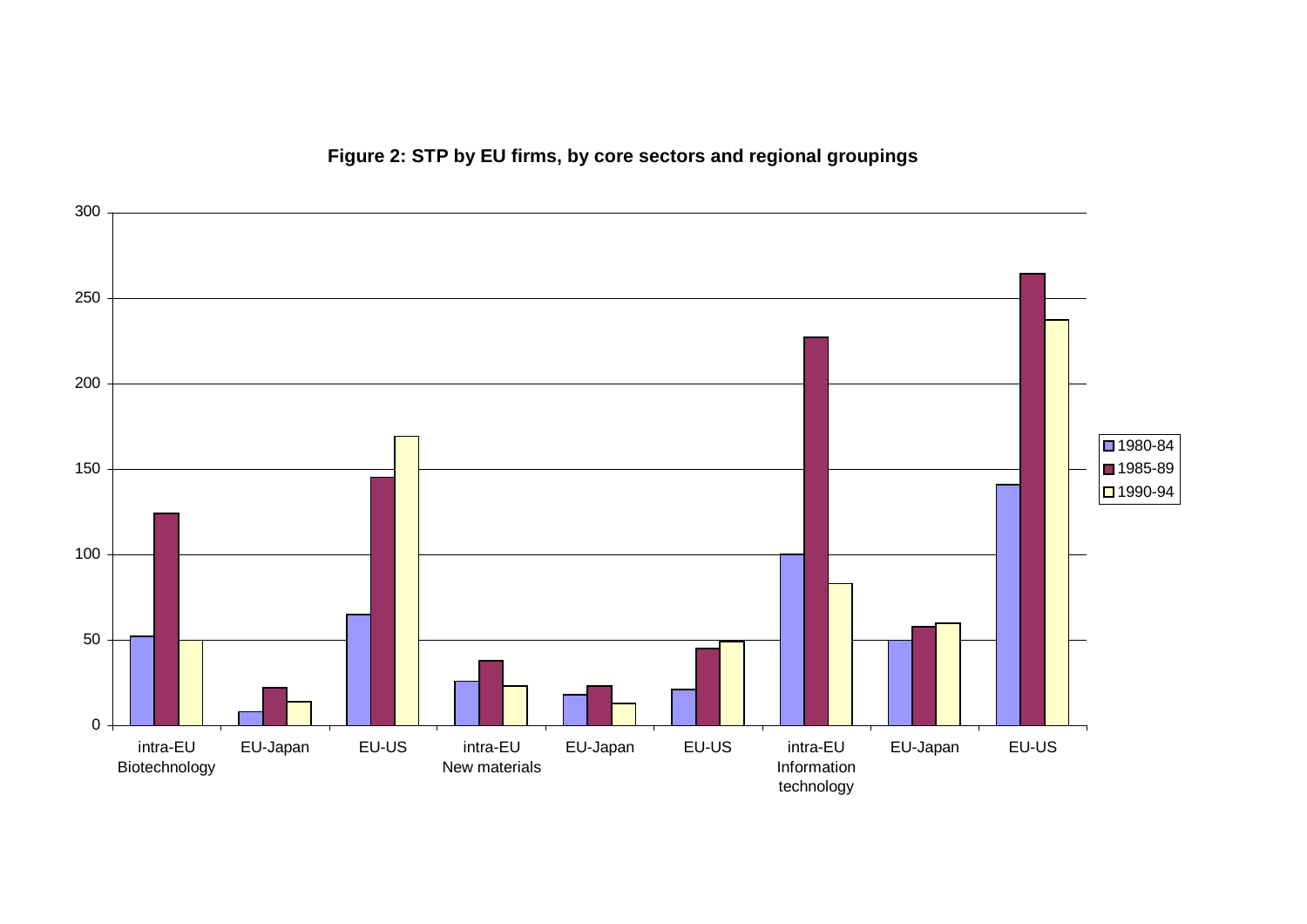**Figure 2: STP by EU firms, by core sectors and regional groupings**

300
250
200
150
100
50
0

intra-EU Biotechnology
EU-Japan
EU-US
intra-EU New materials
EU-Japan
EU-US
intra-EU Information technology
EU-Japan
EU-US

1980-84
1985-89
1990-94